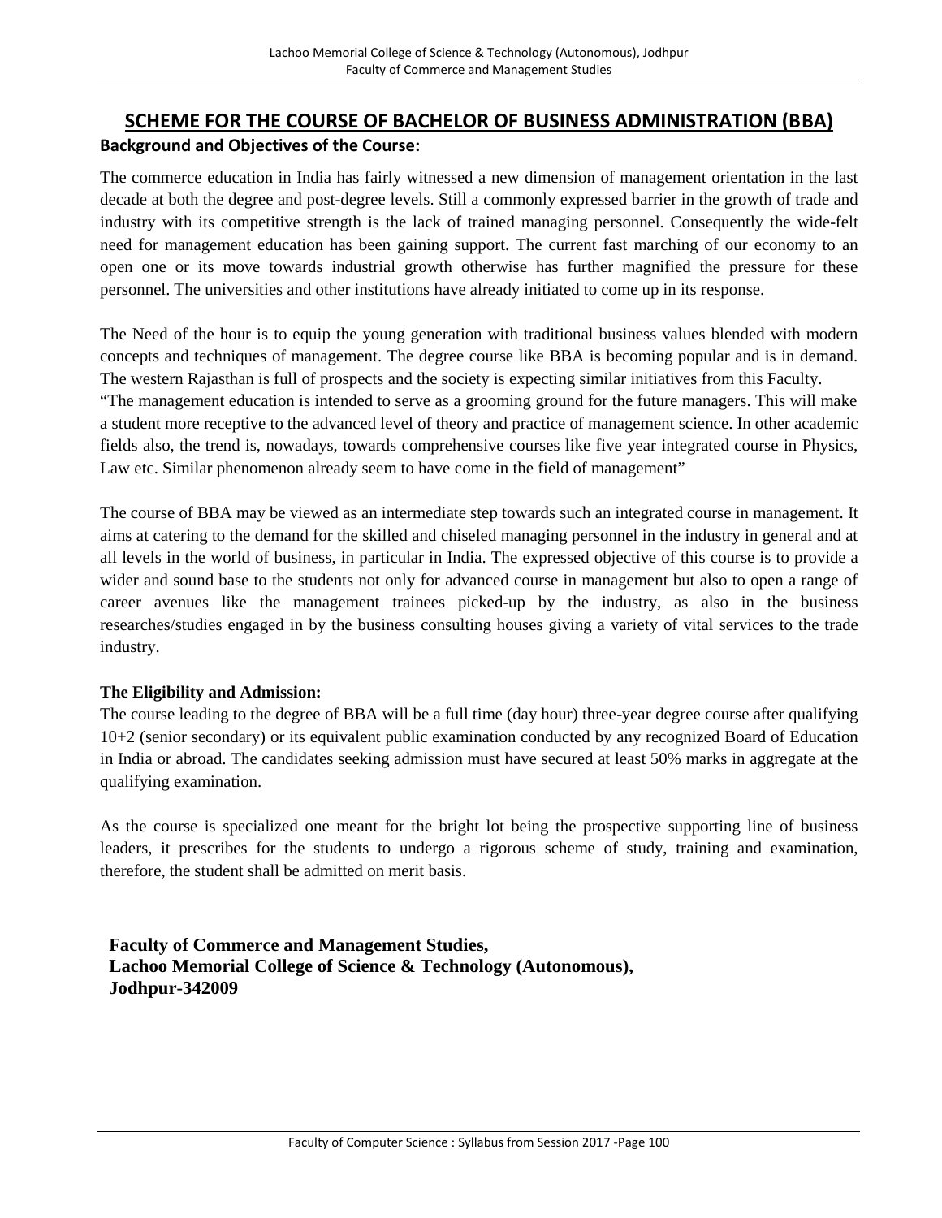# SCHEME FOR THE COURSE OF BACHELOR OF BUSINESS ADMINISTRATION (BBA)

**Background and Objectives of the Course:**

The commerce education in India has fairly witnessed a new dimension of management orientation in the last decade at both the degree and post-degree levels. Still a commonly expressed barrier in the growth of trade and industry with its competitive strength is the lack of trained managing personnel. Consequently the wide-felt need for management education has been gaining support. The current fast marching of our economy to an open one or its move towards industrial growth otherwise has further magnified the pressure for these personnel. The universities and other institutions have already initiated to come up in its response.

The Need of the hour is to equip the young generation with traditional business values blended with modern concepts and techniques of management. The degree course like BBA is becoming popular and is in demand. The western Rajasthan is full of prospects and the society is expecting similar initiatives from this Faculty.
"The management education is intended to serve as a grooming ground for the future managers. This will make a student more receptive to the advanced level of theory and practice of management science. In other academic fields also, the trend is, nowadays, towards comprehensive courses like five year integrated course in Physics, Law etc. Similar phenomenon already seem to have come in the field of management"

The course of BBA may be viewed as an intermediate step towards such an integrated course in management. It aims at catering to the demand for the skilled and chiseled managing personnel in the industry in general and at all levels in the world of business, in particular in India. The expressed objective of this course is to provide a wider and sound base to the students not only for advanced course in management but also to open a range of career avenues like the management trainees picked-up by the industry, as also in the business researches/studies engaged in by the business consulting houses giving a variety of vital services to the trade industry.

**The Eligibility and Admission:**

The course leading to the degree of BBA will be a full time (day hour) three-year degree course after qualifying 10+2 (senior secondary) or its equivalent public examination conducted by any recognized Board of Education in India or abroad. The candidates seeking admission must have secured at least 50% marks in aggregate at the qualifying examination.

As the course is specialized one meant for the bright lot being the prospective supporting line of business leaders, it prescribes for the students to undergo a rigorous scheme of study, training and examination, therefore, the student shall be admitted on merit basis.

**Faculty of Commerce and Management Studies,**
**Lachoo Memorial College of Science & Technology (Autonomous),**
**Jodhpur-342009**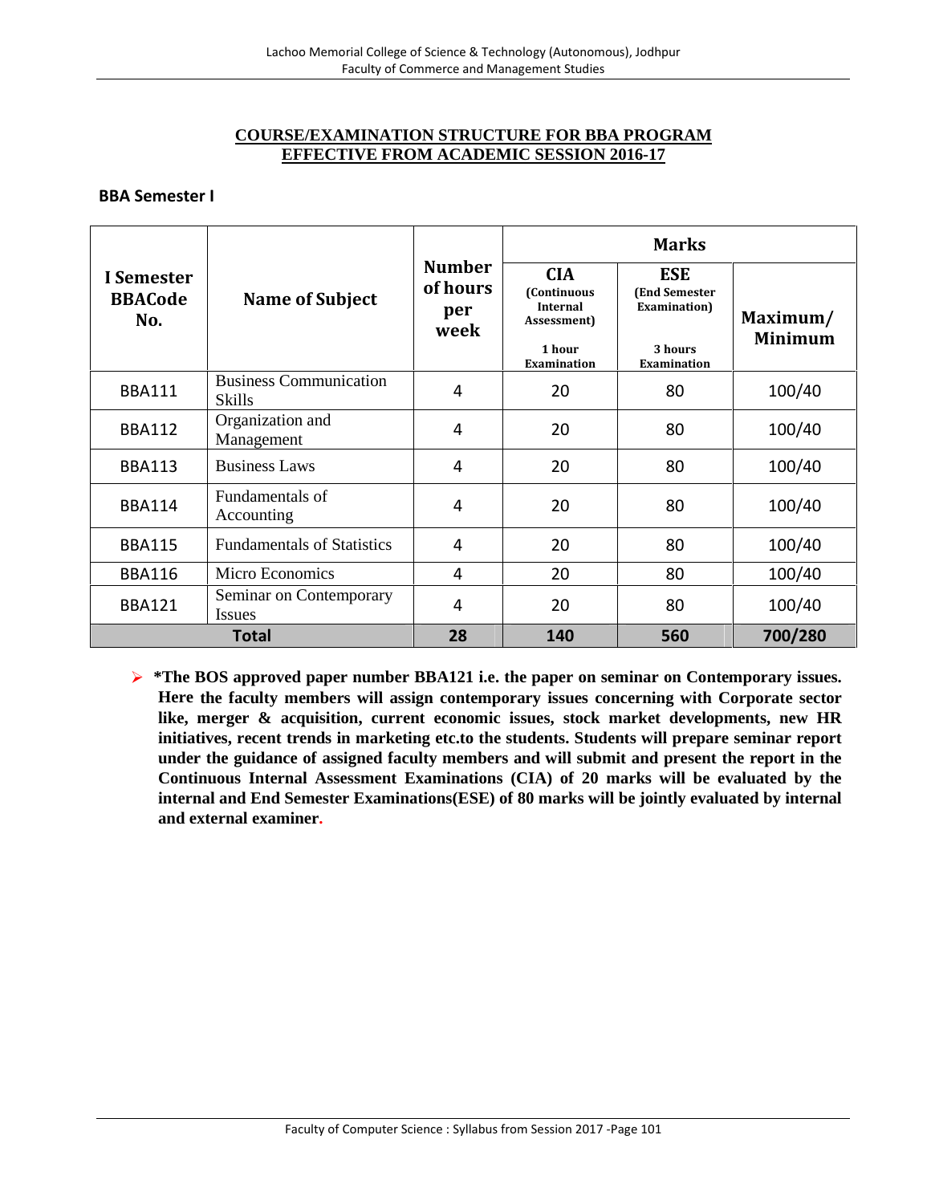**COURSE/EXAMINATION STRUCTURE FOR BBA PROGRAM**
**EFFECTIVE FROM ACADEMIC SESSION 2016-17**

**BBA Semester I**

| I Semester BBACode No. | Name of Subject | Number of hours per week | Marks | | |
|---|---|---|---|---|---|
| | | | CIA (Continuous Internal Assessment) 1 hour Examination | ESE (End Semester Examination) 3 hours Examination | Maximum/ Minimum |
| BBA111 | Business Communication Skills | 4 | 20 | 80 | 100/40 |
| BBA112 | Organization and Management | 4 | 20 | 80 | 100/40 |
| BBA113 | Business Laws | 4 | 20 | 80 | 100/40 |
| BBA114 | Fundamentals of Accounting | 4 | 20 | 80 | 100/40 |
| BBA115 | Fundamentals of Statistics | 4 | 20 | 80 | 100/40 |
| BBA116 | Micro Economics | 4 | 20 | 80 | 100/40 |
| BBA121 | Seminar on Contemporary Issues | 4 | 20 | 80 | 100/40 |
| **Total** | | **28** | **140** | **560** | **700/280** |

- ***The BOS approved paper number BBA121 i.e. the paper on seminar on Contemporary issues. Here the faculty members will assign contemporary issues concerning with Corporate sector like, merger & acquisition, current economic issues, stock market developments, new HR initiatives, recent trends in marketing etc.to the students. Students will prepare seminar report under the guidance of assigned faculty members and will submit and present the report in the Continuous Internal Assessment Examinations (CIA) of 20 marks will be evaluated by the internal and End Semester Examinations(ESE) of 80 marks will be jointly evaluated by internal and external examiner.**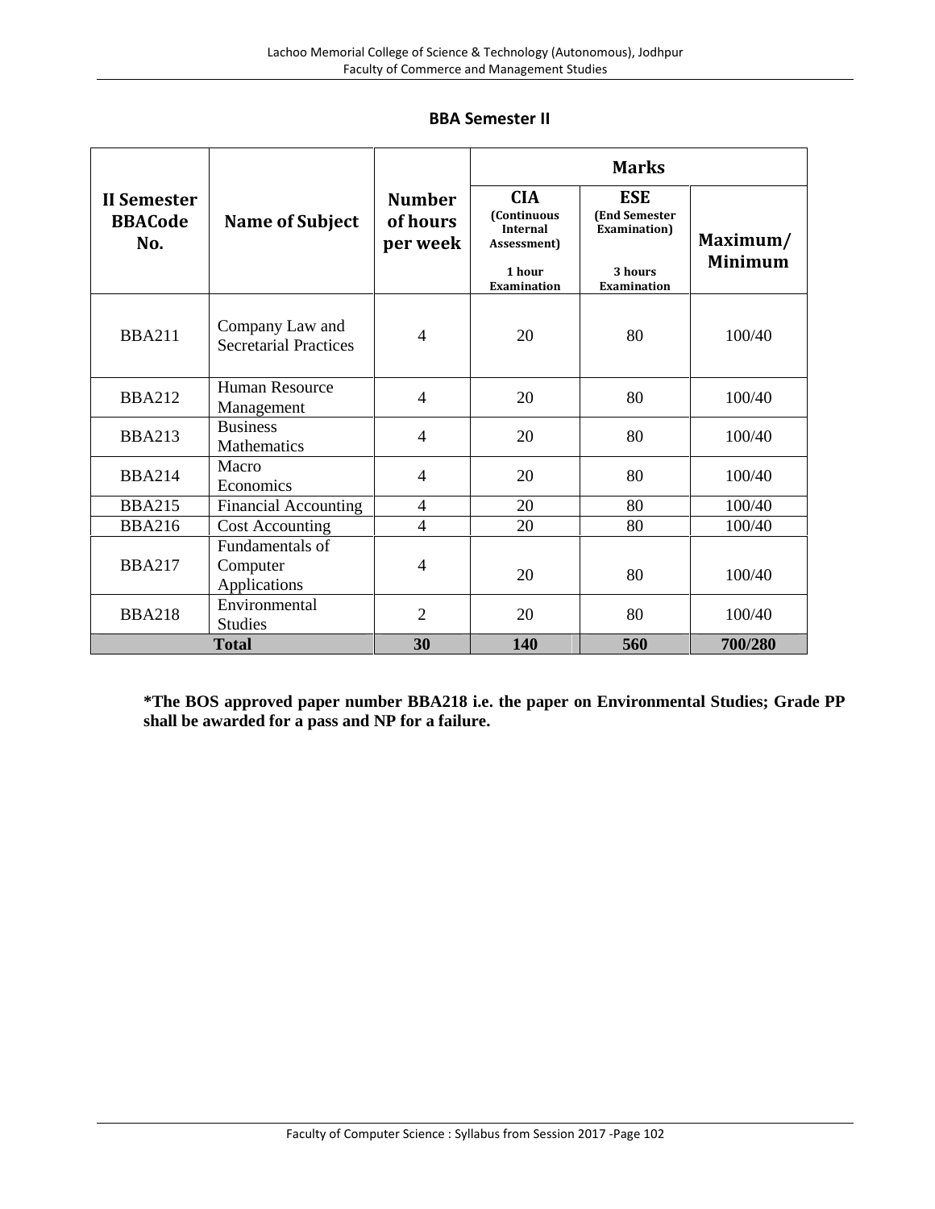## BBA Semester II

| II Semester BBACode No. | Name of Subject | Number of hours per week | Marks | | |
|---|---|---|---|---|---|
| | | | CIA (Continuous Internal Assessment) 1 hour Examination | ESE (End Semester Examination) 3 hours Examination | Maximum/ Minimum |
| BBA211 | Company Law and Secretarial Practices | 4 | 20 | 80 | 100/40 |
| BBA212 | Human Resource Management | 4 | 20 | 80 | 100/40 |
| BBA213 | Business Mathematics | 4 | 20 | 80 | 100/40 |
| BBA214 | Macro Economics | 4 | 20 | 80 | 100/40 |
| BBA215 | Financial Accounting | 4 | 20 | 80 | 100/40 |
| BBA216 | Cost Accounting | 4 | 20 | 80 | 100/40 |
| BBA217 | Fundamentals of Computer Applications | 4 | 20 | 80 | 100/40 |
| BBA218 | Environmental Studies | 2 | 20 | 80 | 100/40 |
| **Total** | | **30** | **140** | **560** | **700/280** |

**\*The BOS approved paper number BBA218 i.e. the paper on Environmental Studies; Grade PP shall be awarded for a pass and NP for a failure.**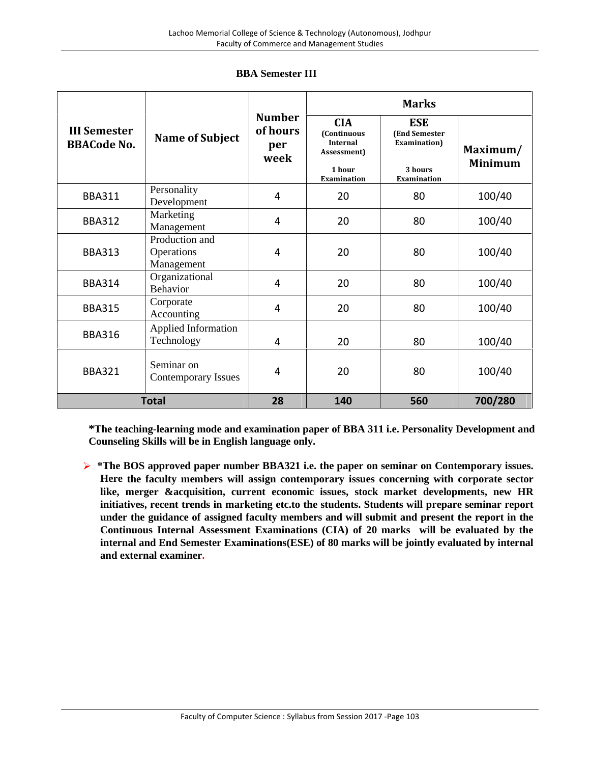## BBA Semester III

| III Semester BBACode No. | Name of Subject | Number of hours per week | Marks | | |
|---|---|---|---|---|---|
| | | | CIA (Continuous Internal Assessment) 1 hour Examination | ESE (End Semester Examination) 3 hours Examination | Maximum/ Minimum |
| BBA311 | Personality Development | 4 | 20 | 80 | 100/40 |
| BBA312 | Marketing Management | 4 | 20 | 80 | 100/40 |
| BBA313 | Production and Operations Management | 4 | 20 | 80 | 100/40 |
| BBA314 | Organizational Behavior | 4 | 20 | 80 | 100/40 |
| BBA315 | Corporate Accounting | 4 | 20 | 80 | 100/40 |
| BBA316 | Applied Information Technology | 4 | 20 | 80 | 100/40 |
| BBA321 | Seminar on Contemporary Issues | 4 | 20 | 80 | 100/40 |
| **Total** | | **28** | **140** | **560** | **700/280** |

**\*The teaching-learning mode and examination paper of BBA 311 i.e. Personality Development and Counseling Skills will be in English language only.**

- **\*The BOS approved paper number BBA321 i.e. the paper on seminar on Contemporary issues. Here the faculty members will assign contemporary issues concerning with corporate sector like, merger &acquisition, current economic issues, stock market developments, new HR initiatives, recent trends in marketing etc.to the students. Students will prepare seminar report under the guidance of assigned faculty members and will submit and present the report in the Continuous Internal Assessment Examinations (CIA) of 20 marks will be evaluated by the internal and End Semester Examinations(ESE) of 80 marks will be jointly evaluated by internal and external examiner.**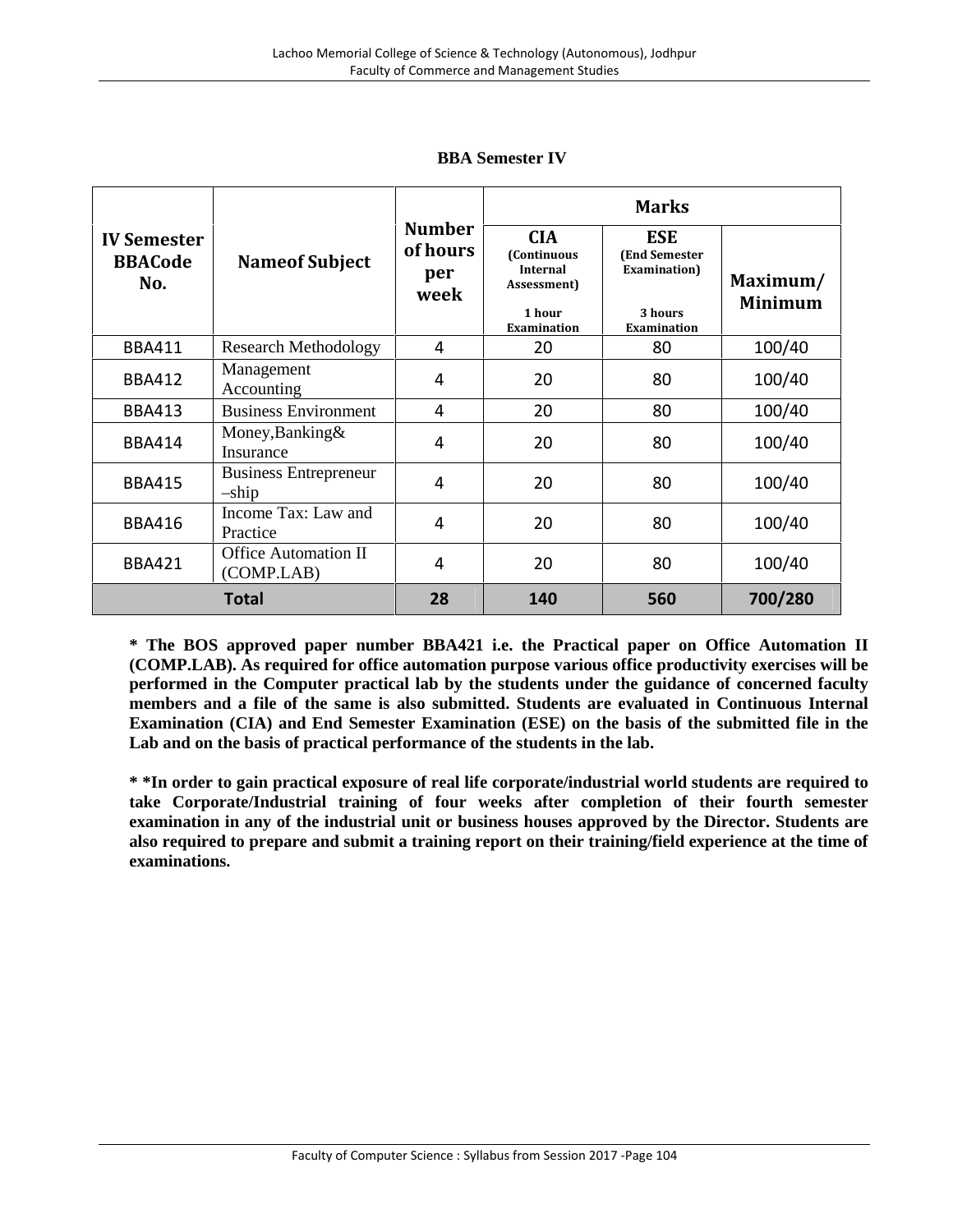**BBA Semester IV**

| IV Semester BBACode No. | Nameof Subject | Number of hours per week | Marks | | |
|---|---|---|---|---|---|
| | | | CIA (Continuous Internal Assessment) 1 hour Examination | ESE (End Semester Examination) 3 hours Examination | Maximum/ Minimum |
| BBA411 | Research Methodology | 4 | 20 | 80 | 100/40 |
| BBA412 | Management Accounting | 4 | 20 | 80 | 100/40 |
| BBA413 | Business Environment | 4 | 20 | 80 | 100/40 |
| BBA414 | Money,Banking& Insurance | 4 | 20 | 80 | 100/40 |
| BBA415 | Business Entrepreneur –ship | 4 | 20 | 80 | 100/40 |
| BBA416 | Income Tax: Law and Practice | 4 | 20 | 80 | 100/40 |
| BBA421 | Office Automation II (COMP.LAB) | 4 | 20 | 80 | 100/40 |
| **Total** | | **28** | **140** | **560** | **700/280** |

**\* The BOS approved paper number BBA421 i.e. the Practical paper on Office Automation II (COMP.LAB). As required for office automation purpose various office productivity exercises will be performed in the Computer practical lab by the students under the guidance of concerned faculty members and a file of the same is also submitted. Students are evaluated in Continuous Internal Examination (CIA) and End Semester Examination (ESE) on the basis of the submitted file in the Lab and on the basis of practical performance of the students in the lab.**

**\* \*In order to gain practical exposure of real life corporate/industrial world students are required to take Corporate/Industrial training of four weeks after completion of their fourth semester examination in any of the industrial unit or business houses approved by the Director. Students are also required to prepare and submit a training report on their training/field experience at the time of examinations.**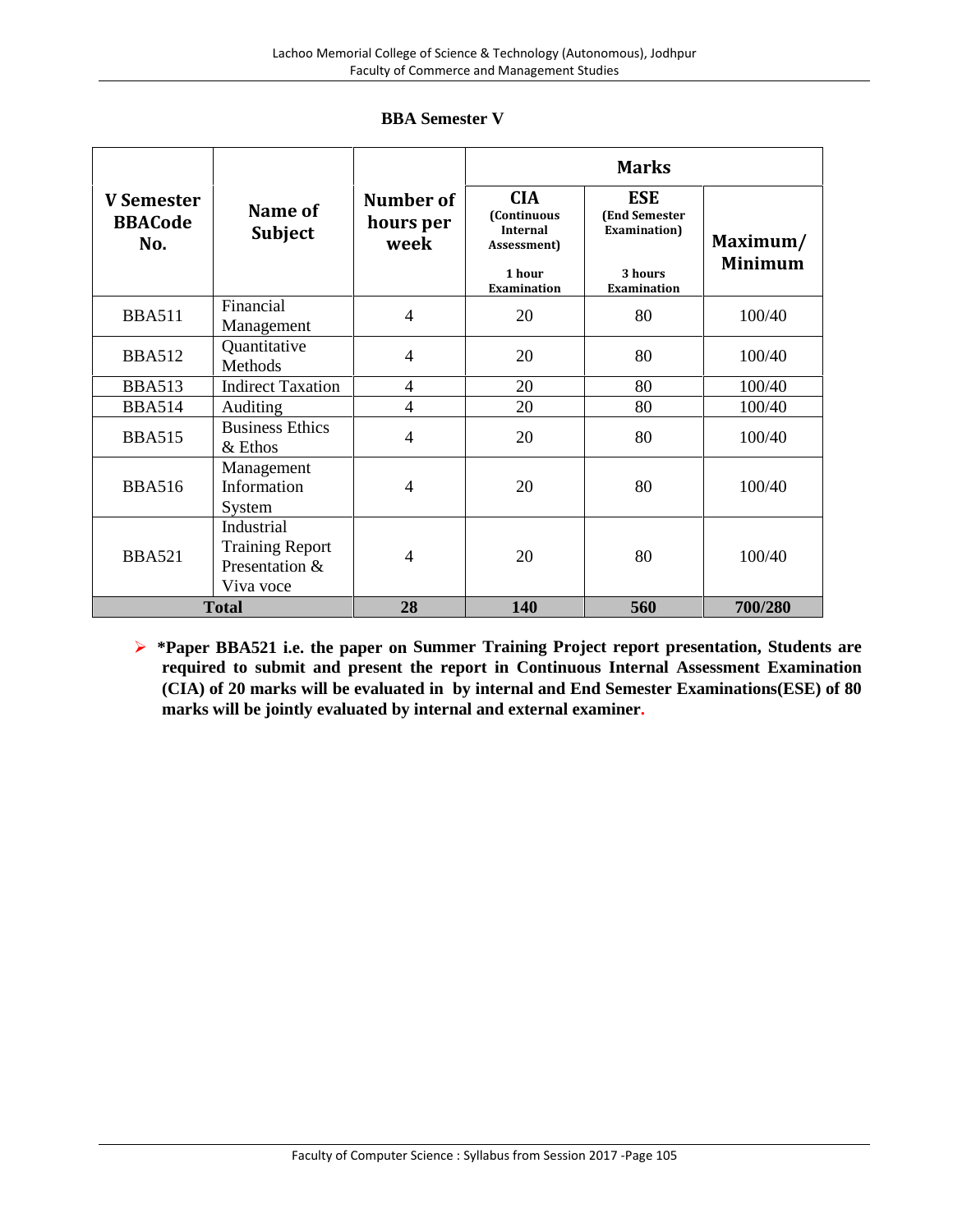## BBA Semester V

| V Semester BBACode No. | Name of Subject | Number of hours per week | Marks | | |
|---|---|---|---|---|---|
| | | | CIA (Continuous Internal Assessment) 1 hour Examination | ESE (End Semester Examination) 3 hours Examination | Maximum/ Minimum |
| BBA511 | Financial Management | 4 | 20 | 80 | 100/40 |
| BBA512 | Quantitative Methods | 4 | 20 | 80 | 100/40 |
| BBA513 | Indirect Taxation | 4 | 20 | 80 | 100/40 |
| BBA514 | Auditing | 4 | 20 | 80 | 100/40 |
| BBA515 | Business Ethics & Ethos | 4 | 20 | 80 | 100/40 |
| BBA516 | Management Information System | 4 | 20 | 80 | 100/40 |
| BBA521 | Industrial Training Report Presentation & Viva voce | 4 | 20 | 80 | 100/40 |
| **Total** | | **28** | **140** | **560** | **700/280** |

- **\*Paper BBA521 i.e. the paper on Summer Training Project report presentation, Students are required to submit and present the report in Continuous Internal Assessment Examination (CIA) of 20 marks will be evaluated in by internal and End Semester Examinations(ESE) of 80 marks will be jointly evaluated by internal and external examiner.**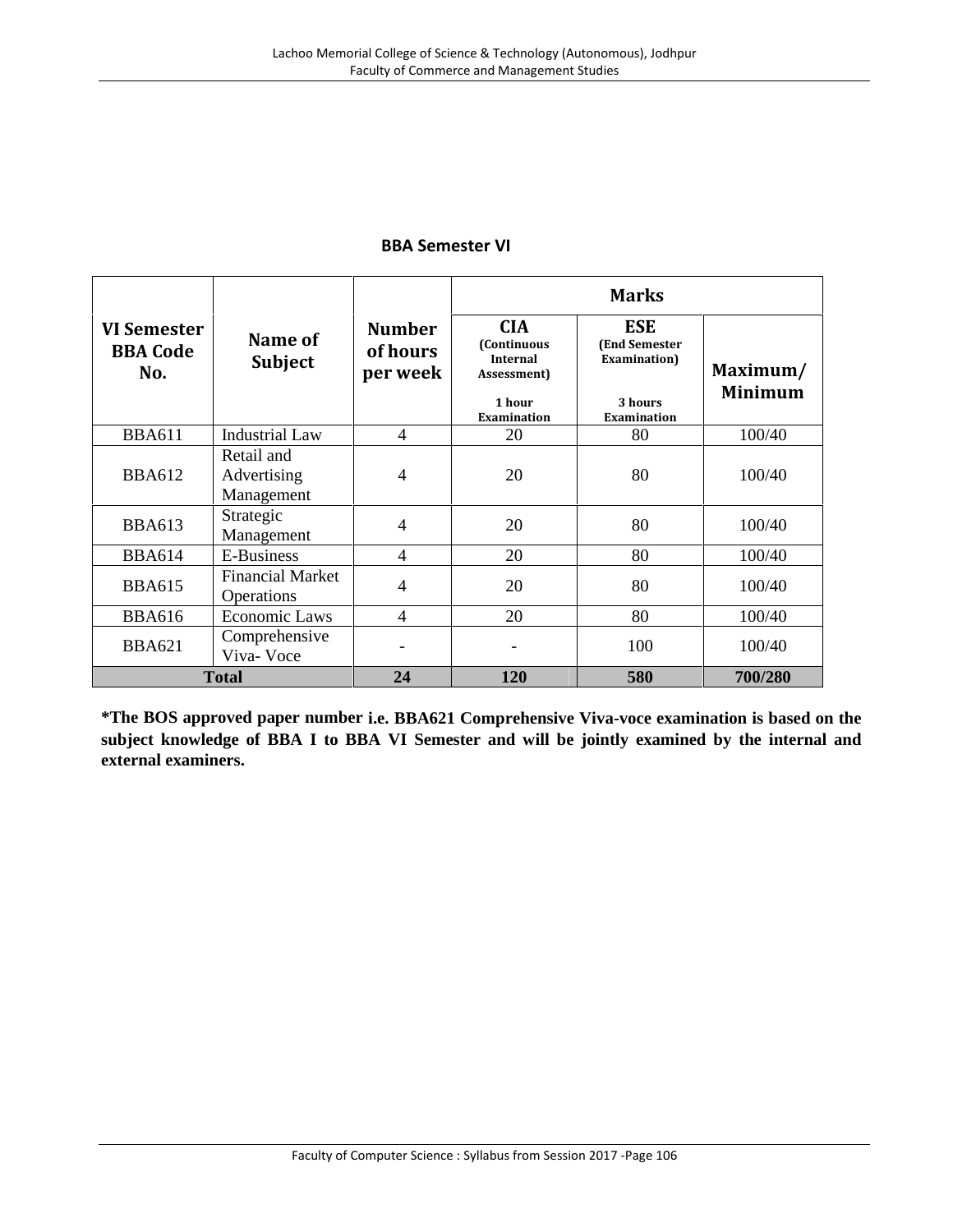## BBA Semester VI

| VI Semester BBA Code No. | Name of Subject | Number of hours per week | Marks | | |
|---|---|---|---|---|---|
| | | | CIA (Continuous Internal Assessment) 1 hour Examination | ESE (End Semester Examination) 3 hours Examination | Maximum/ Minimum |
| BBA611 | Industrial Law | 4 | 20 | 80 | 100/40 |
| BBA612 | Retail and Advertising Management | 4 | 20 | 80 | 100/40 |
| BBA613 | Strategic Management | 4 | 20 | 80 | 100/40 |
| BBA614 | E-Business | 4 | 20 | 80 | 100/40 |
| BBA615 | Financial Market Operations | 4 | 20 | 80 | 100/40 |
| BBA616 | Economic Laws | 4 | 20 | 80 | 100/40 |
| BBA621 | Comprehensive Viva- Voce | - | - | 100 | 100/40 |
| **Total** | | **24** | **120** | **580** | **700/280** |

**\*The BOS approved paper number i.e. BBA621 Comprehensive Viva-voce examination is based on the subject knowledge of BBA I to BBA VI Semester and will be jointly examined by the internal and external examiners.**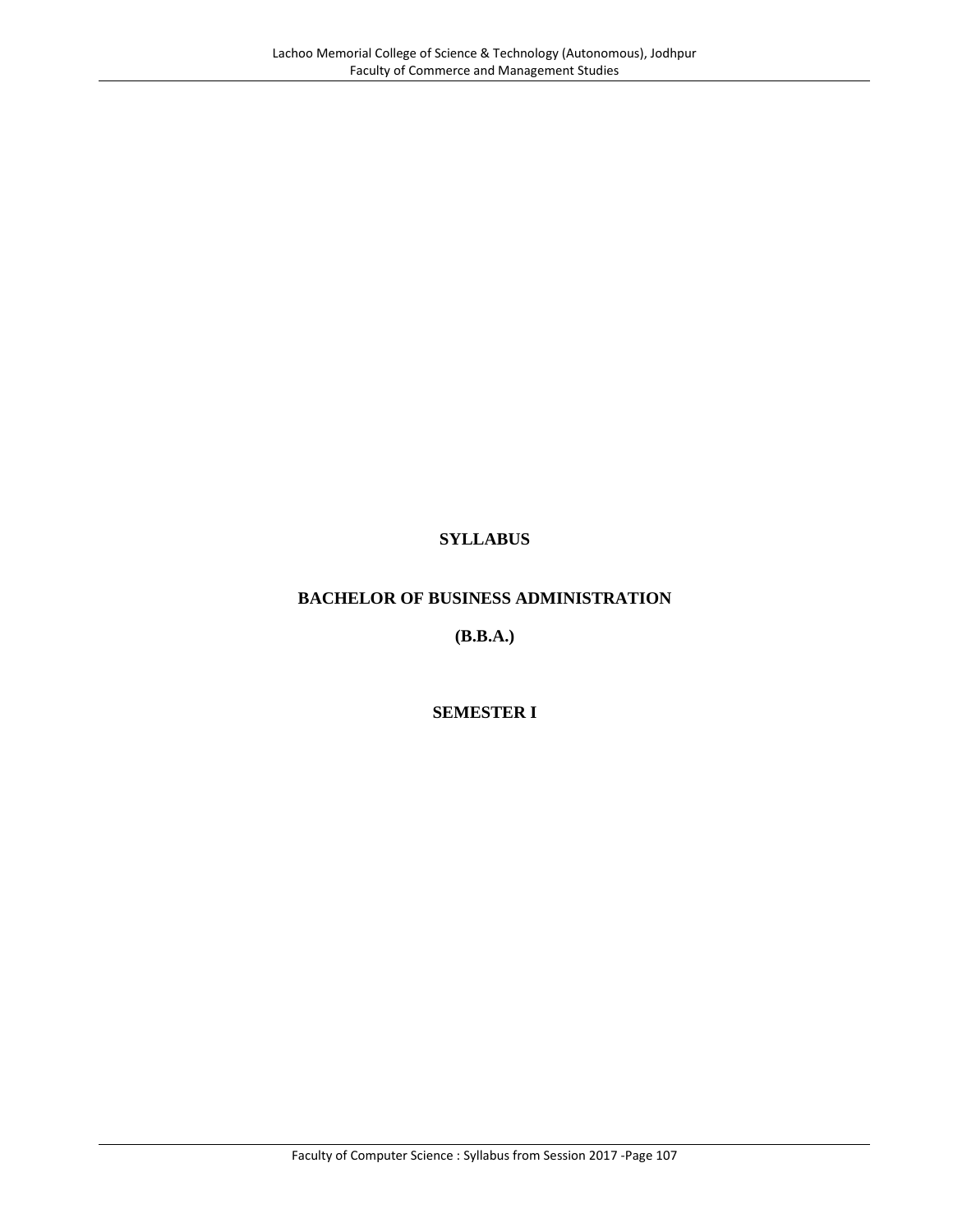# SYLLABUS

## BACHELOR OF BUSINESS ADMINISTRATION

## (B.B.A.)

## SEMESTER I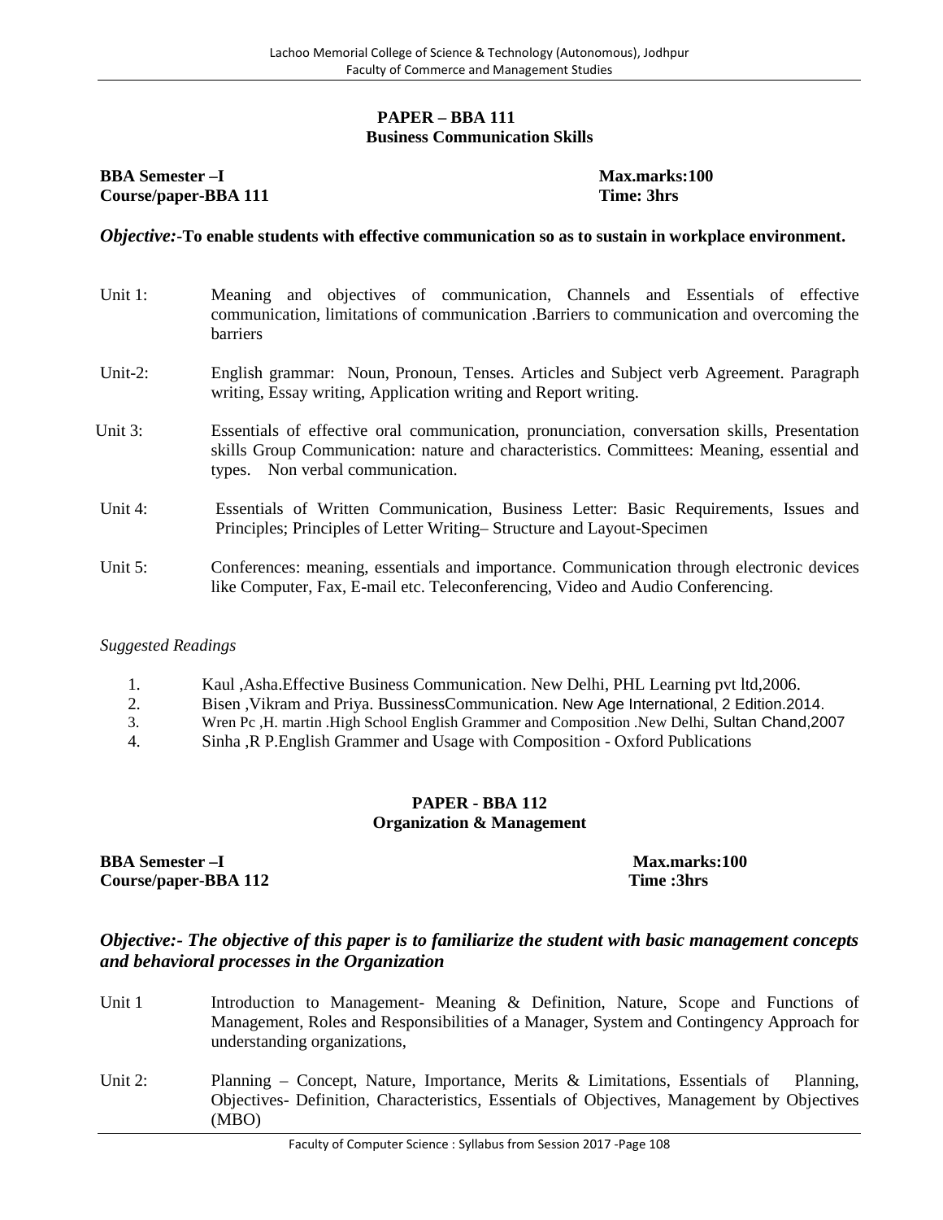## PAPER – BBA 111
### Business Communication Skills

**BBA Semester –I** **Max.marks:100**
**Course/paper-BBA 111** **Time: 3hrs**

***Objective:***-**To enable students with effective communication so as to sustain in workplace environment.**

| | |
|---|---|
| Unit 1: | Meaning and objectives of communication, Channels and Essentials of effective communication, limitations of communication .Barriers to communication and overcoming the barriers |
| Unit-2: | English grammar: Noun, Pronoun, Tenses. Articles and Subject verb Agreement. Paragraph writing, Essay writing, Application writing and Report writing. |
| Unit 3: | Essentials of effective oral communication, pronunciation, conversation skills, Presentation skills Group Communication: nature and characteristics. Committees: Meaning, essential and types. Non verbal communication. |
| Unit 4: | Essentials of Written Communication, Business Letter: Basic Requirements, Issues and Principles; Principles of Letter Writing– Structure and Layout-Specimen |
| Unit 5: | Conferences: meaning, essentials and importance. Communication through electronic devices like Computer, Fax, E-mail etc. Teleconferencing, Video and Audio Conferencing. |

*Suggested Readings*

1. Kaul ,Asha.Effective Business Communication. New Delhi, PHL Learning pvt ltd,2006.
2. Bisen ,Vikram and Priya. BussinessCommunication. New Age International, 2 Edition.2014.
3. Wren Pc ,H. martin .High School English Grammer and Composition .New Delhi, Sultan Chand,2007
4. Sinha ,R P.English Grammer and Usage with Composition - Oxford Publications

## PAPER - BBA 112
### Organization & Management

**BBA Semester –I** **Max.marks:100**
**Course/paper-BBA 112** **Time :3hrs**

***Objective:- The objective of this paper is to familiarize the student with basic management concepts and behavioral processes in the Organization***

| | |
|---|---|
| Unit 1 | Introduction to Management- Meaning & Definition, Nature, Scope and Functions of Management, Roles and Responsibilities of a Manager, System and Contingency Approach for understanding organizations, |
| Unit 2: | Planning – Concept, Nature, Importance, Merits & Limitations, Essentials of Planning, Objectives- Definition, Characteristics, Essentials of Objectives, Management by Objectives (MBO) |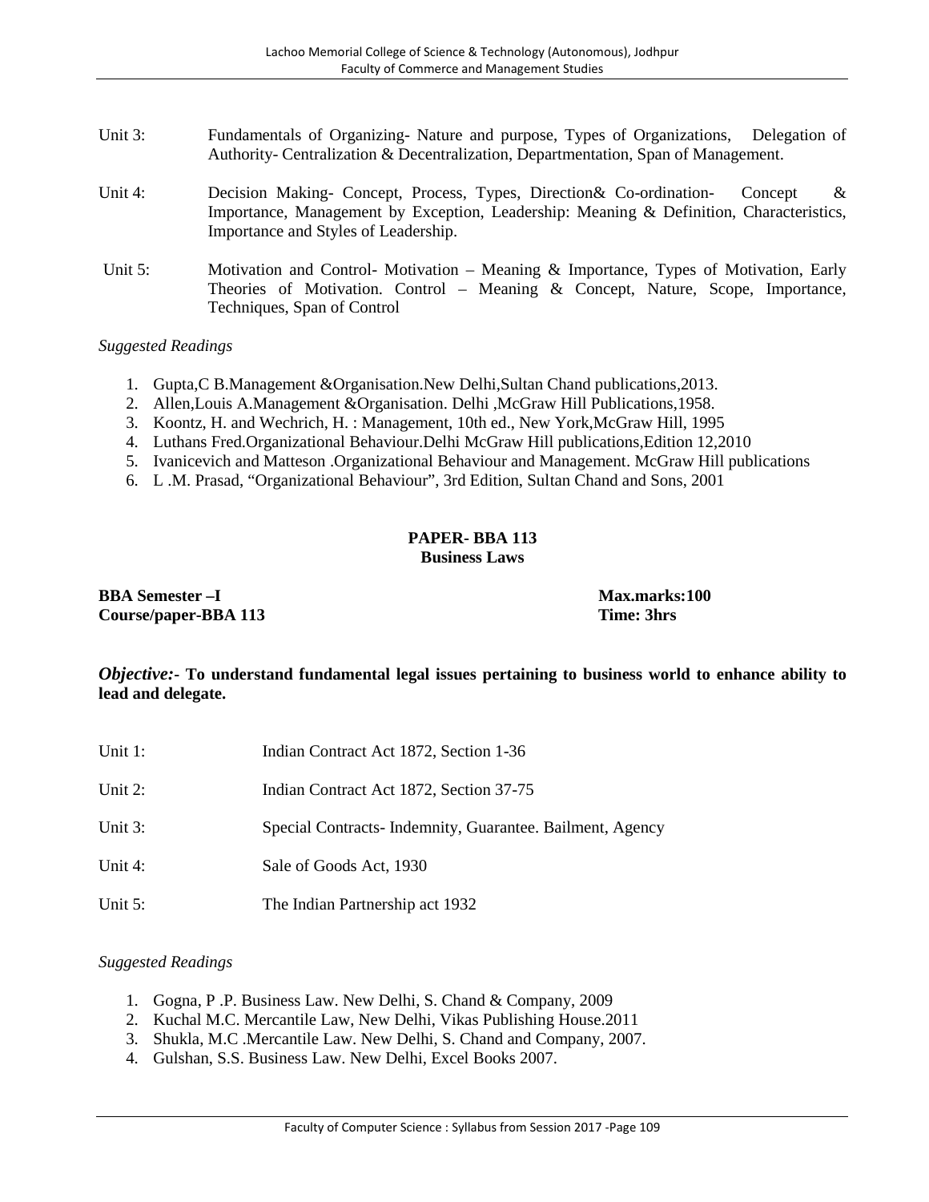Unit 3: Fundamentals of Organizing- Nature and purpose, Types of Organizations, Delegation of Authority- Centralization & Decentralization, Departmentation, Span of Management.

Unit 4: Decision Making- Concept, Process, Types, Direction& Co-ordination- Concept & Importance, Management by Exception, Leadership: Meaning & Definition, Characteristics, Importance and Styles of Leadership.

Unit 5: Motivation and Control- Motivation – Meaning & Importance, Types of Motivation, Early Theories of Motivation. Control – Meaning & Concept, Nature, Scope, Importance, Techniques, Span of Control

*Suggested Readings*

1. Gupta,C B.Management &Organisation.New Delhi,Sultan Chand publications,2013.
2. Allen,Louis A.Management &Organisation. Delhi ,McGraw Hill Publications,1958.
3. Koontz, H. and Wechrich, H. : Management, 10th ed., New York,McGraw Hill, 1995
4. Luthans Fred.Organizational Behaviour.Delhi McGraw Hill publications,Edition 12,2010
5. Ivanicevich and Matteson .Organizational Behaviour and Management. McGraw Hill publications
6. L .M. Prasad, "Organizational Behaviour", 3rd Edition, Sultan Chand and Sons, 2001

## PAPER- BBA 113
## Business Laws

**BBA Semester –I** **Max.marks:100**
**Course/paper-BBA 113** **Time: 3hrs**

***Objective:-*** **To understand fundamental legal issues pertaining to business world to enhance ability to lead and delegate.**

Unit 1: Indian Contract Act 1872, Section 1-36

Unit 2: Indian Contract Act 1872, Section 37-75

Unit 3: Special Contracts- Indemnity, Guarantee. Bailment, Agency

Unit 4: Sale of Goods Act, 1930

Unit 5: The Indian Partnership act 1932

*Suggested Readings*

1. Gogna, P .P. Business Law. New Delhi, S. Chand & Company, 2009
2. Kuchal M.C. Mercantile Law, New Delhi, Vikas Publishing House.2011
3. Shukla, M.C .Mercantile Law. New Delhi, S. Chand and Company, 2007.
4. Gulshan, S.S. Business Law. New Delhi, Excel Books 2007.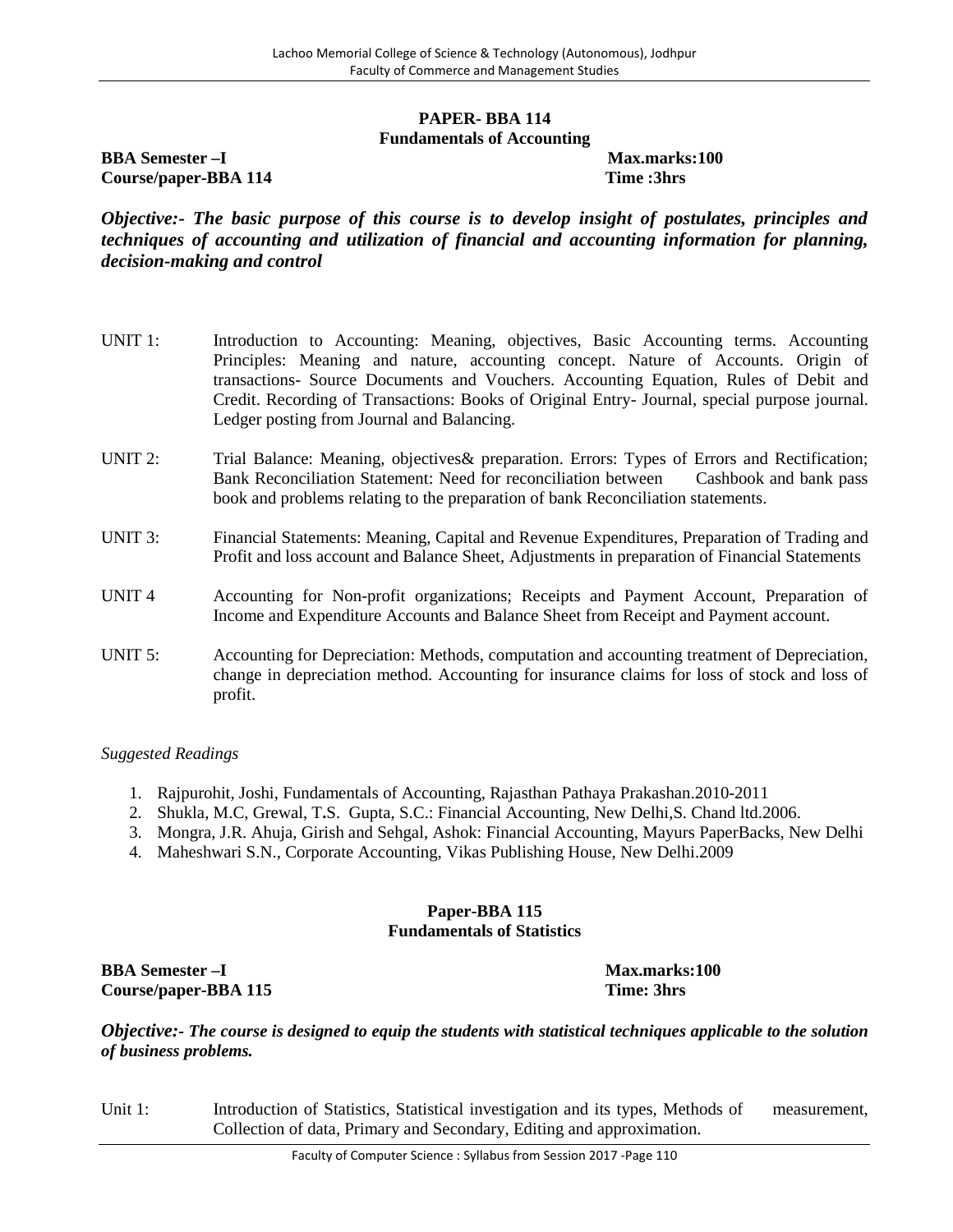## PAPER- BBA 114
## Fundamentals of Accounting

**BBA Semester –I** **Max.marks:100**
**Course/paper-BBA 114** **Time :3hrs**

***Objective:- The basic purpose of this course is to develop insight of postulates, principles and techniques of accounting and utilization of financial and accounting information for planning, decision-making and control***

UNIT 1: Introduction to Accounting: Meaning, objectives, Basic Accounting terms. Accounting Principles: Meaning and nature, accounting concept. Nature of Accounts. Origin of transactions- Source Documents and Vouchers. Accounting Equation, Rules of Debit and Credit. Recording of Transactions: Books of Original Entry- Journal, special purpose journal. Ledger posting from Journal and Balancing.

UNIT 2: Trial Balance: Meaning, objectives& preparation. Errors: Types of Errors and Rectification; Bank Reconciliation Statement: Need for reconciliation between Cashbook and bank pass book and problems relating to the preparation of bank Reconciliation statements.

UNIT 3: Financial Statements: Meaning, Capital and Revenue Expenditures, Preparation of Trading and Profit and loss account and Balance Sheet, Adjustments in preparation of Financial Statements

UNIT 4 Accounting for Non-profit organizations; Receipts and Payment Account, Preparation of Income and Expenditure Accounts and Balance Sheet from Receipt and Payment account.

UNIT 5: Accounting for Depreciation: Methods, computation and accounting treatment of Depreciation, change in depreciation method. Accounting for insurance claims for loss of stock and loss of profit.

*Suggested Readings*

1. Rajpurohit, Joshi, Fundamentals of Accounting, Rajasthan Pathaya Prakashan.2010-2011
2. Shukla, M.C, Grewal, T.S. Gupta, S.C.: Financial Accounting, New Delhi,S. Chand ltd.2006.
3. Mongra, J.R. Ahuja, Girish and Sehgal, Ashok: Financial Accounting, Mayurs PaperBacks, New Delhi
4. Maheshwari S.N., Corporate Accounting, Vikas Publishing House, New Delhi.2009

## Paper-BBA 115
## Fundamentals of Statistics

**BBA Semester –I** **Max.marks:100**
**Course/paper-BBA 115** **Time: 3hrs**

***Objective:- The course is designed to equip the students with statistical techniques applicable to the solution of business problems.***

Unit 1: Introduction of Statistics, Statistical investigation and its types, Methods of measurement, Collection of data, Primary and Secondary, Editing and approximation.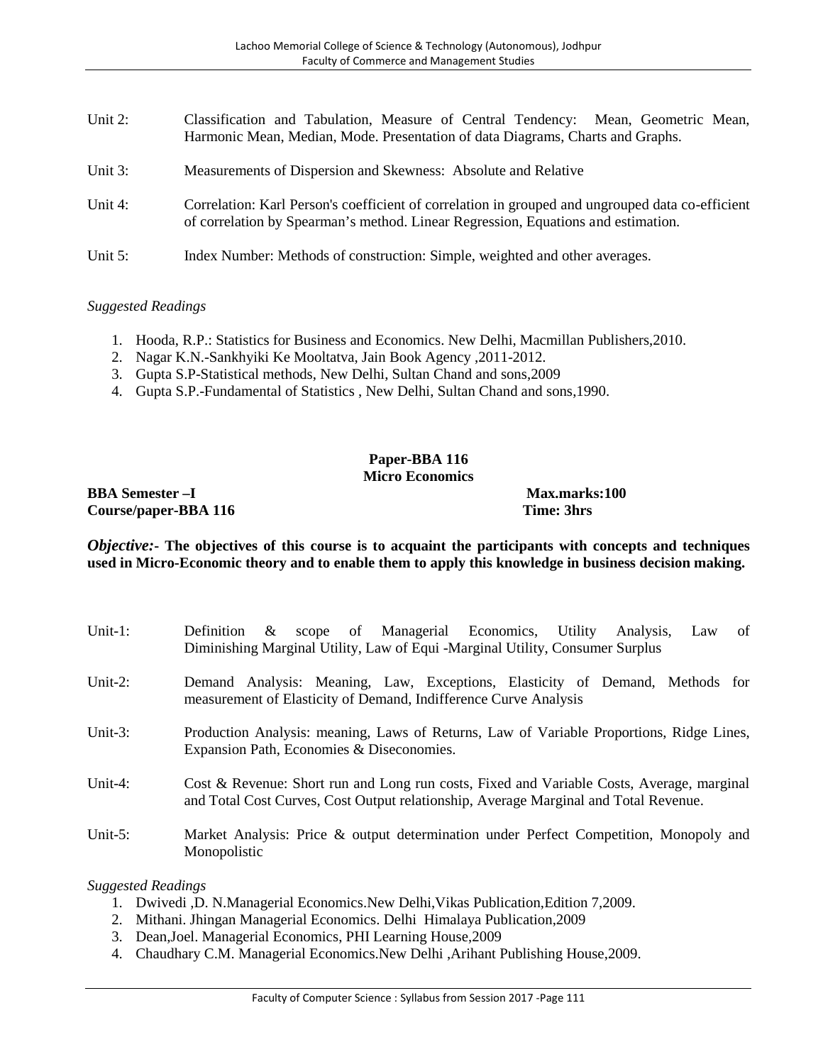Unit 2: Classification and Tabulation, Measure of Central Tendency: Mean, Geometric Mean, Harmonic Mean, Median, Mode. Presentation of data Diagrams, Charts and Graphs.

Unit 3: Measurements of Dispersion and Skewness: Absolute and Relative

Unit 4: Correlation: Karl Person's coefficient of correlation in grouped and ungrouped data co-efficient of correlation by Spearman's method. Linear Regression, Equations and estimation.

Unit 5: Index Number: Methods of construction: Simple, weighted and other averages.

*Suggested Readings*

1. Hooda, R.P.: Statistics for Business and Economics. New Delhi, Macmillan Publishers,2010.
2. Nagar K.N.-Sankhyiki Ke Mooltatva, Jain Book Agency ,2011-2012.
3. Gupta S.P-Statistical methods, New Delhi, Sultan Chand and sons,2009
4. Gupta S.P.-Fundamental of Statistics , New Delhi, Sultan Chand and sons,1990.

## Paper-BBA 116
## Micro Economics

**BBA Semester –I** **Max.marks:100**
**Course/paper-BBA 116** **Time: 3hrs**

***Objective:-*** **The objectives of this course is to acquaint the participants with concepts and techniques used in Micro-Economic theory and to enable them to apply this knowledge in business decision making.**

Unit-1: Definition & scope of Managerial Economics, Utility Analysis, Law of Diminishing Marginal Utility, Law of Equi -Marginal Utility, Consumer Surplus

Unit-2: Demand Analysis: Meaning, Law, Exceptions, Elasticity of Demand, Methods for measurement of Elasticity of Demand, Indifference Curve Analysis

Unit-3: Production Analysis: meaning, Laws of Returns, Law of Variable Proportions, Ridge Lines, Expansion Path, Economies & Diseconomies.

Unit-4: Cost & Revenue: Short run and Long run costs, Fixed and Variable Costs, Average, marginal and Total Cost Curves, Cost Output relationship, Average Marginal and Total Revenue.

Unit-5: Market Analysis: Price & output determination under Perfect Competition, Monopoly and Monopolistic

*Suggested Readings*

1. Dwivedi ,D. N.Managerial Economics.New Delhi,Vikas Publication,Edition 7,2009.
2. Mithani. Jhingan Managerial Economics. Delhi Himalaya Publication,2009
3. Dean,Joel. Managerial Economics, PHI Learning House,2009
4. Chaudhary C.M. Managerial Economics.New Delhi ,Arihant Publishing House,2009.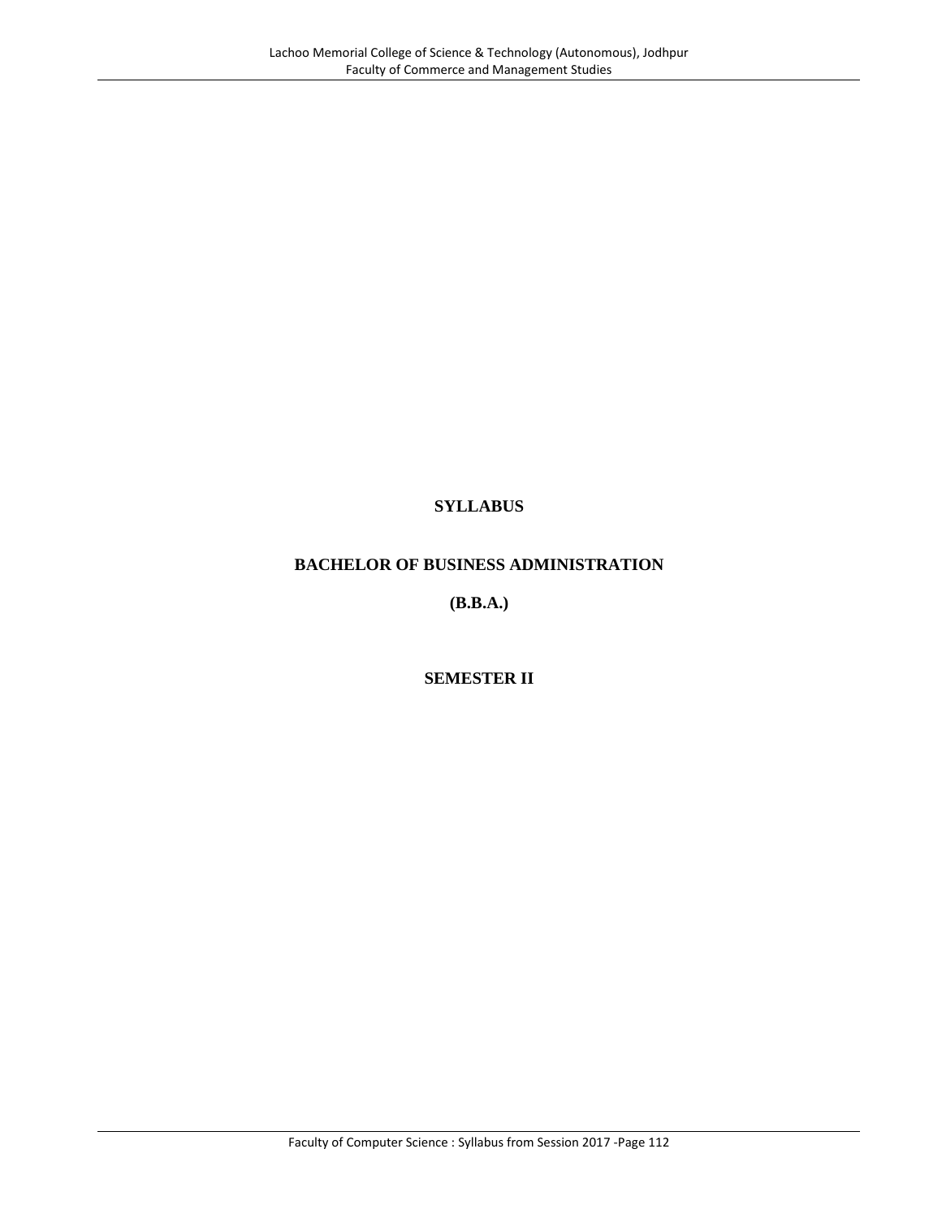# SYLLABUS

# BACHELOR OF BUSINESS ADMINISTRATION

# (B.B.A.)

## SEMESTER II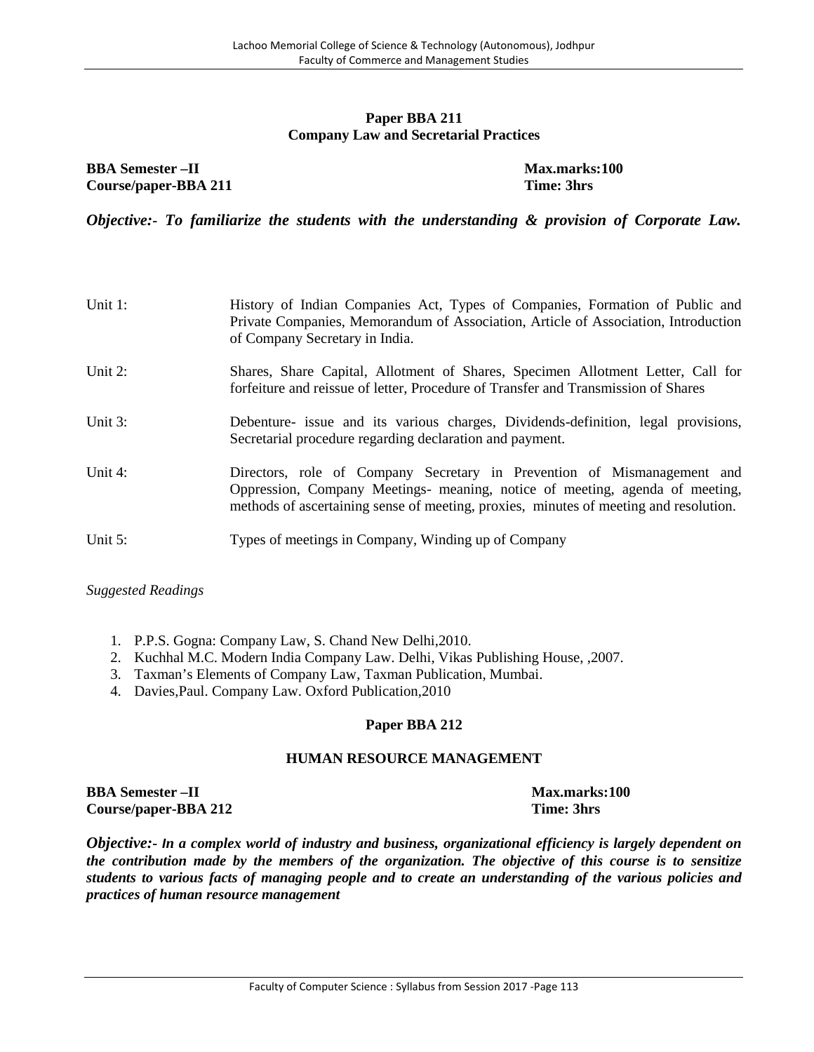## Paper BBA 211
## Company Law and Secretarial Practices

**BBA Semester –II** **Max.marks:100**
**Course/paper-BBA 211** **Time: 3hrs**

***Objective:- To familiarize the students with the understanding & provision of Corporate Law.***

| | |
|---|---|
| Unit 1: | History of Indian Companies Act, Types of Companies, Formation of Public and Private Companies, Memorandum of Association, Article of Association, Introduction of Company Secretary in India. |
| Unit 2: | Shares, Share Capital, Allotment of Shares, Specimen Allotment Letter, Call for forfeiture and reissue of letter, Procedure of Transfer and Transmission of Shares |
| Unit 3: | Debenture- issue and its various charges, Dividends-definition, legal provisions, Secretarial procedure regarding declaration and payment. |
| Unit 4: | Directors, role of Company Secretary in Prevention of Mismanagement and Oppression, Company Meetings- meaning, notice of meeting, agenda of meeting, methods of ascertaining sense of meeting, proxies, minutes of meeting and resolution. |
| Unit 5: | Types of meetings in Company, Winding up of Company |

*Suggested Readings*

1. P.P.S. Gogna: Company Law, S. Chand New Delhi,2010.
2. Kuchhal M.C. Modern India Company Law. Delhi, Vikas Publishing House, ,2007.
3. Taxman's Elements of Company Law, Taxman Publication, Mumbai.
4. Davies,Paul. Company Law. Oxford Publication,2010

## Paper BBA 212

## HUMAN RESOURCE MANAGEMENT

**BBA Semester –II** **Max.marks:100**
**Course/paper-BBA 212** **Time: 3hrs**

***Objective:- In a complex world of industry and business, organizational efficiency is largely dependent on the contribution made by the members of the organization. The objective of this course is to sensitize students to various facts of managing people and to create an understanding of the various policies and practices of human resource management***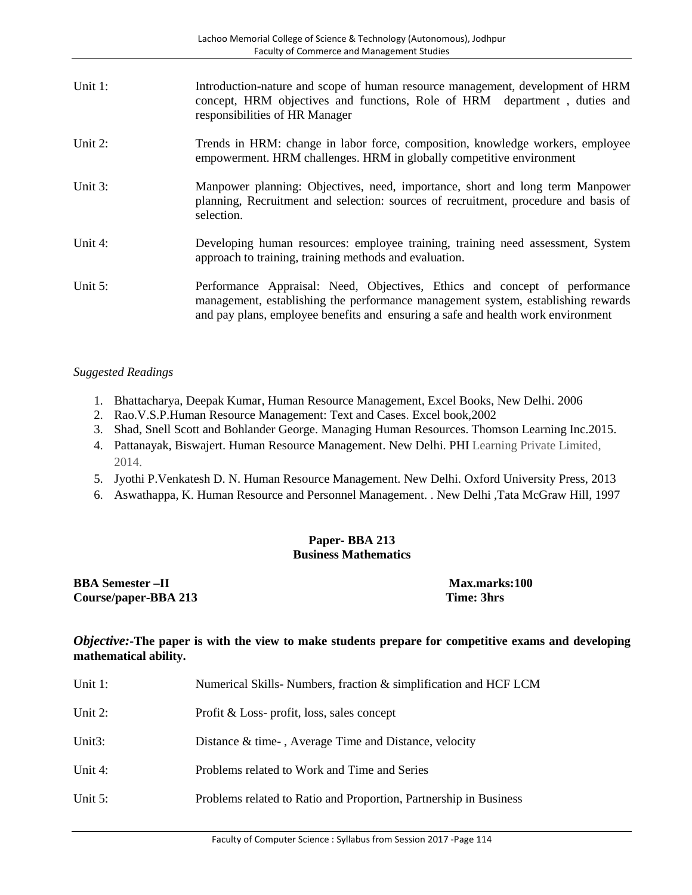Unit 1: Introduction-nature and scope of human resource management, development of HRM concept, HRM objectives and functions, Role of HRM department , duties and responsibilities of HR Manager

Unit 2: Trends in HRM: change in labor force, composition, knowledge workers, employee empowerment. HRM challenges. HRM in globally competitive environment

Unit 3: Manpower planning: Objectives, need, importance, short and long term Manpower planning, Recruitment and selection: sources of recruitment, procedure and basis of selection.

Unit 4: Developing human resources: employee training, training need assessment, System approach to training, training methods and evaluation.

Unit 5: Performance Appraisal: Need, Objectives, Ethics and concept of performance management, establishing the performance management system, establishing rewards and pay plans, employee benefits and ensuring a safe and health work environment

*Suggested Readings*

1. Bhattacharya, Deepak Kumar, Human Resource Management, Excel Books, New Delhi. 2006
2. Rao.V.S.P.Human Resource Management: Text and Cases. Excel book,2002
3. Shad, Snell Scott and Bohlander George. Managing Human Resources. Thomson Learning Inc.2015.
4. Pattanayak, Biswajert. Human Resource Management. New Delhi. PHI Learning Private Limited, 2014.
5. Jyothi P.Venkatesh D. N. Human Resource Management. New Delhi. Oxford University Press, 2013
6. Aswathappa, K. Human Resource and Personnel Management. . New Delhi ,Tata McGraw Hill, 1997

## Paper- BBA 213
## Business Mathematics

**BBA Semester –II** **Max.marks:100**
**Course/paper-BBA 213** **Time: 3hrs**

***Objective:*-The paper is with the view to make students prepare for competitive exams and developing mathematical ability.**

Unit 1: Numerical Skills- Numbers, fraction & simplification and HCF LCM

Unit 2: Profit & Loss- profit, loss, sales concept

Unit3: Distance & time- , Average Time and Distance, velocity

Unit 4: Problems related to Work and Time and Series

Unit 5: Problems related to Ratio and Proportion, Partnership in Business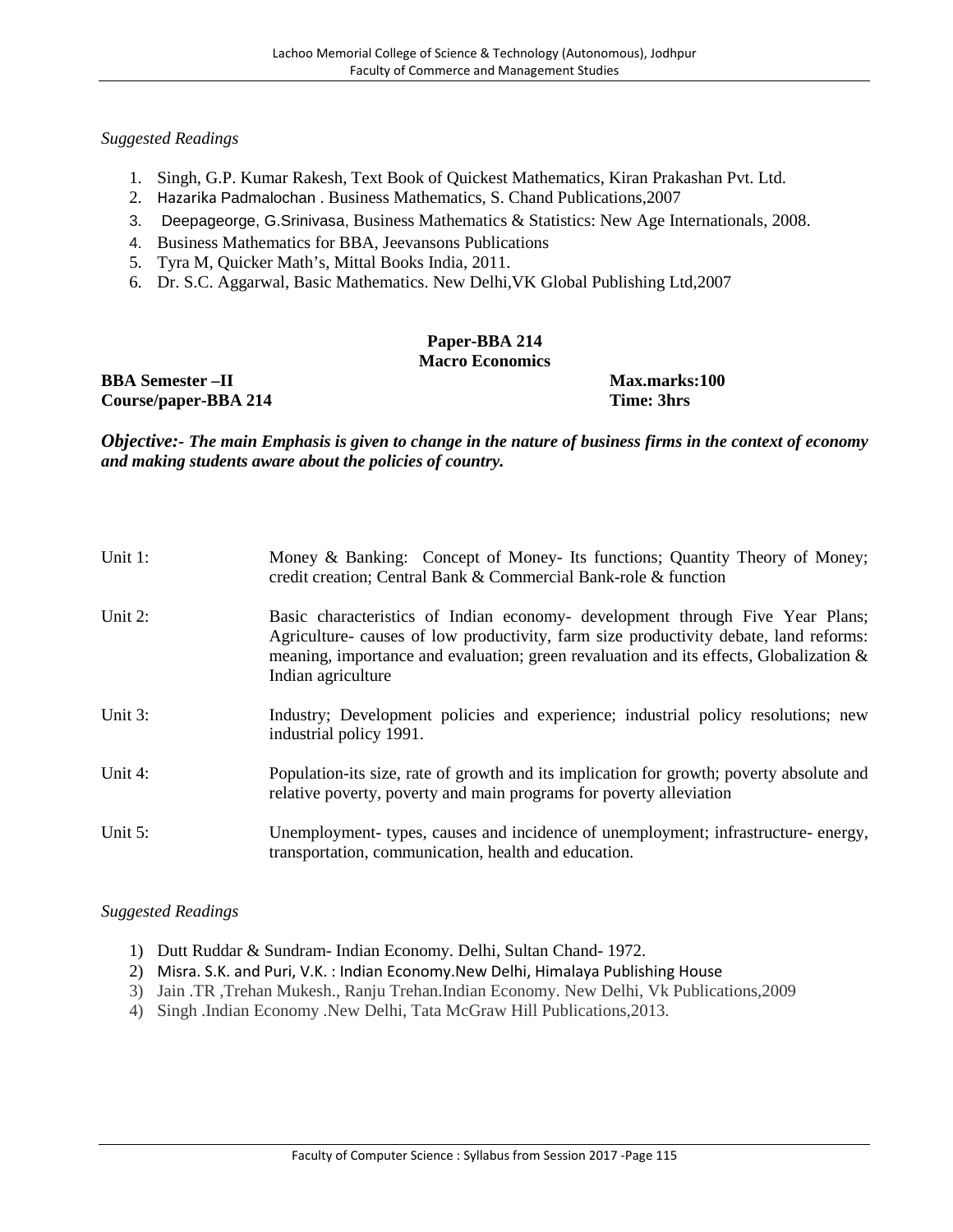*Suggested Readings*

1. Singh, G.P. Kumar Rakesh, Text Book of Quickest Mathematics, Kiran Prakashan Pvt. Ltd.
2. Hazarika Padmalochan . Business Mathematics, S. Chand Publications,2007
3. Deepageorge, G.Srinivasa, Business Mathematics & Statistics: New Age Internationals, 2008.
4. Business Mathematics for BBA, Jeevansons Publications
5. Tyra M, Quicker Math's, Mittal Books India, 2011.
6. Dr. S.C. Aggarwal, Basic Mathematics. New Delhi,VK Global Publishing Ltd,2007

**Paper-BBA 214**
**Macro Economics**

**BBA Semester –II** — **Max.marks:100**
**Course/paper-BBA 214** — **Time: 3hrs**

***Objective:- The main Emphasis is given to change in the nature of business firms in the context of economy and making students aware about the policies of country.***

| | |
|---|---|
| Unit 1: | Money & Banking: Concept of Money- Its functions; Quantity Theory of Money; credit creation; Central Bank & Commercial Bank-role & function |
| Unit 2: | Basic characteristics of Indian economy- development through Five Year Plans; Agriculture- causes of low productivity, farm size productivity debate, land reforms: meaning, importance and evaluation; green revaluation and its effects, Globalization & Indian agriculture |
| Unit 3: | Industry; Development policies and experience; industrial policy resolutions; new industrial policy 1991. |
| Unit 4: | Population-its size, rate of growth and its implication for growth; poverty absolute and relative poverty, poverty and main programs for poverty alleviation |
| Unit 5: | Unemployment- types, causes and incidence of unemployment; infrastructure- energy, transportation, communication, health and education. |

*Suggested Readings*

1) Dutt Ruddar & Sundram- Indian Economy. Delhi, Sultan Chand- 1972.
2) Misra. S.K. and Puri, V.K. : Indian Economy.New Delhi, Himalaya Publishing House
3) Jain .TR ,Trehan Mukesh., Ranju Trehan.Indian Economy. New Delhi, Vk Publications,2009
4) Singh .Indian Economy .New Delhi, Tata McGraw Hill Publications,2013.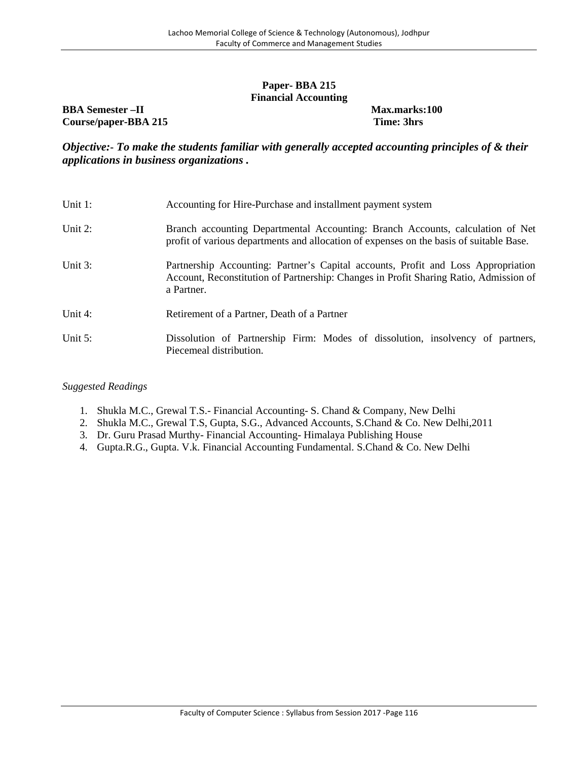## Paper- BBA 215
## Financial Accounting

**BBA Semester –II** **Max.marks:100**
**Course/paper-BBA 215** **Time: 3hrs**

***Objective:- To make the students familiar with generally accepted accounting principles of & their applications in business organizations .***

| | |
|---|---|
| Unit 1: | Accounting for Hire-Purchase and installment payment system |
| Unit 2: | Branch accounting Departmental Accounting: Branch Accounts, calculation of Net profit of various departments and allocation of expenses on the basis of suitable Base. |
| Unit 3: | Partnership Accounting: Partner's Capital accounts, Profit and Loss Appropriation Account, Reconstitution of Partnership: Changes in Profit Sharing Ratio, Admission of a Partner. |
| Unit 4: | Retirement of a Partner, Death of a Partner |
| Unit 5: | Dissolution of Partnership Firm: Modes of dissolution, insolvency of partners, Piecemeal distribution. |

*Suggested Readings*

1. Shukla M.C., Grewal T.S.- Financial Accounting- S. Chand & Company, New Delhi
2. Shukla M.C., Grewal T.S, Gupta, S.G., Advanced Accounts, S.Chand & Co. New Delhi,2011
3. Dr. Guru Prasad Murthy- Financial Accounting- Himalaya Publishing House
4. Gupta.R.G., Gupta. V.k. Financial Accounting Fundamental. S.Chand & Co. New Delhi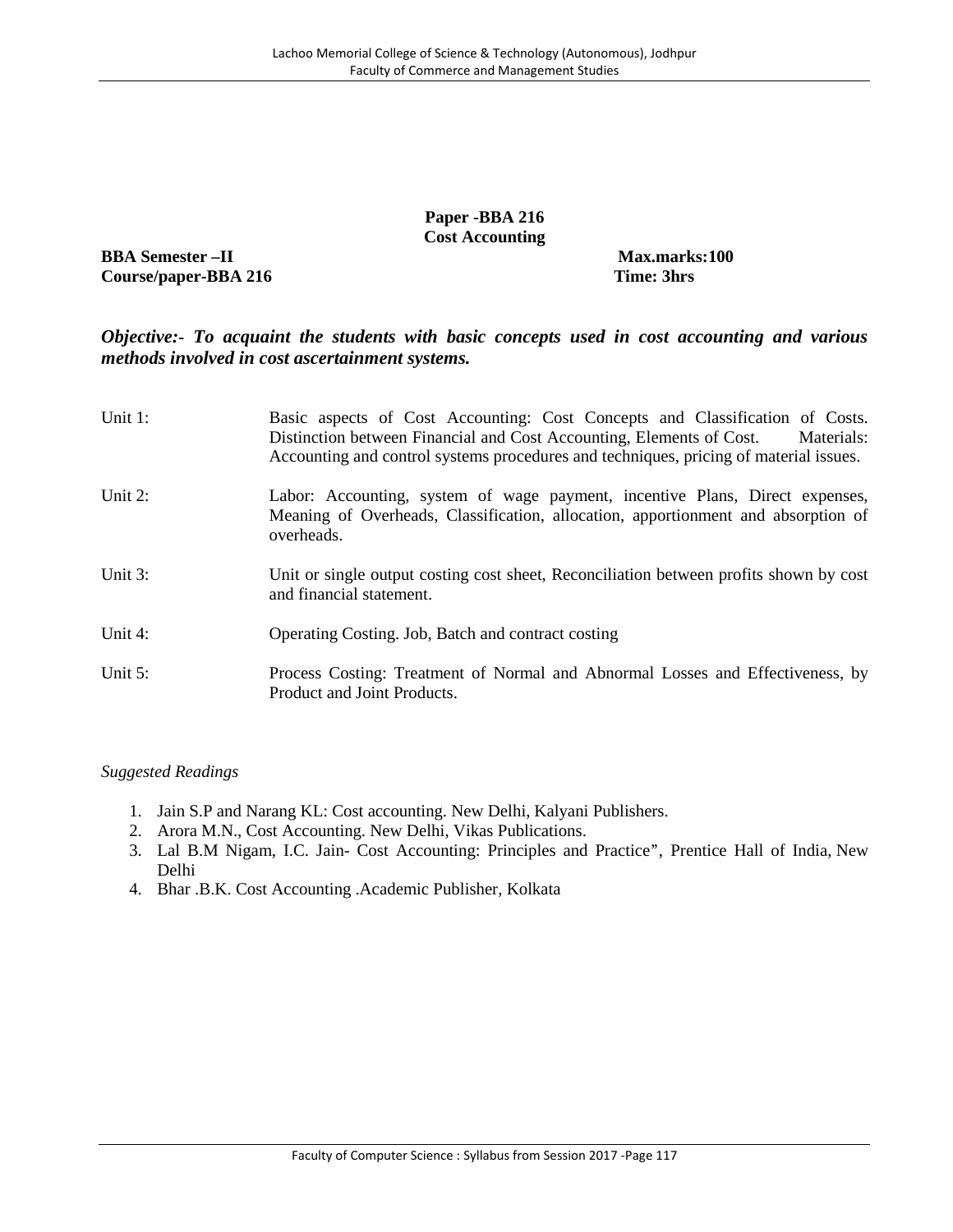**Paper -BBA 216**
**Cost Accounting**

**BBA Semester –II** **Max.marks:100**
**Course/paper-BBA 216** **Time: 3hrs**

***Objective:- To acquaint the students with basic concepts used in cost accounting and various methods involved in cost ascertainment systems.***

| | |
|---|---|
| Unit 1: | Basic aspects of Cost Accounting: Cost Concepts and Classification of Costs. Distinction between Financial and Cost Accounting, Elements of Cost. Materials: Accounting and control systems procedures and techniques, pricing of material issues. |
| Unit 2: | Labor: Accounting, system of wage payment, incentive Plans, Direct expenses, Meaning of Overheads, Classification, allocation, apportionment and absorption of overheads. |
| Unit 3: | Unit or single output costing cost sheet, Reconciliation between profits shown by cost and financial statement. |
| Unit 4: | Operating Costing. Job, Batch and contract costing |
| Unit 5: | Process Costing: Treatment of Normal and Abnormal Losses and Effectiveness, by Product and Joint Products. |

*Suggested Readings*

1. Jain S.P and Narang KL: Cost accounting. New Delhi, Kalyani Publishers.
2. Arora M.N., Cost Accounting. New Delhi, Vikas Publications.
3. Lal B.M Nigam, I.C. Jain- Cost Accounting: Principles and Practice", Prentice Hall of India, New Delhi
4. Bhar .B.K. Cost Accounting .Academic Publisher, Kolkata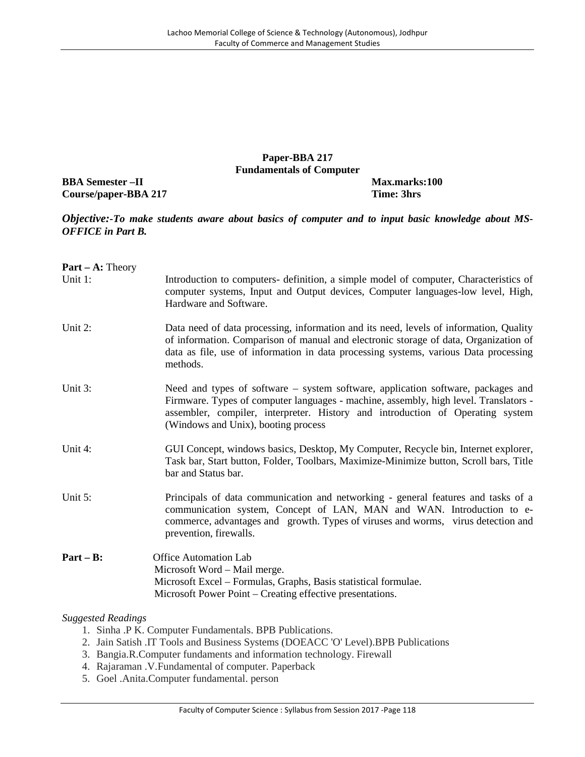**Paper-BBA 217**
**Fundamentals of Computer**

**BBA Semester –II** **Max.marks:100**
**Course/paper-BBA 217** **Time: 3hrs**

***Objective:-To make students aware about basics of computer and to input basic knowledge about MS-OFFICE in Part B.***

**Part – A:** Theory

Unit 1: Introduction to computers- definition, a simple model of computer, Characteristics of computer systems, Input and Output devices, Computer languages-low level, High, Hardware and Software.

Unit 2: Data need of data processing, information and its need, levels of information, Quality of information. Comparison of manual and electronic storage of data, Organization of data as file, use of information in data processing systems, various Data processing methods.

Unit 3: Need and types of software – system software, application software, packages and Firmware. Types of computer languages - machine, assembly, high level. Translators - assembler, compiler, interpreter. History and introduction of Operating system (Windows and Unix), booting process

Unit 4: GUI Concept, windows basics, Desktop, My Computer, Recycle bin, Internet explorer, Task bar, Start button, Folder, Toolbars, Maximize-Minimize button, Scroll bars, Title bar and Status bar.

Unit 5: Principals of data communication and networking - general features and tasks of a communication system, Concept of LAN, MAN and WAN. Introduction to e-commerce, advantages and growth. Types of viruses and worms, virus detection and prevention, firewalls.

**Part – B:** Office Automation Lab
Microsoft Word – Mail merge.
Microsoft Excel – Formulas, Graphs, Basis statistical formulae.
Microsoft Power Point – Creating effective presentations.

*Suggested Readings*

1. Sinha .P K. Computer Fundamentals. BPB Publications.
2. Jain Satish .IT Tools and Business Systems (DOEACC 'O' Level).BPB Publications
3. Bangia.R.Computer fundaments and information technology. Firewall
4. Rajaraman .V.Fundamental of computer. Paperback
5. Goel .Anita.Computer fundamental. person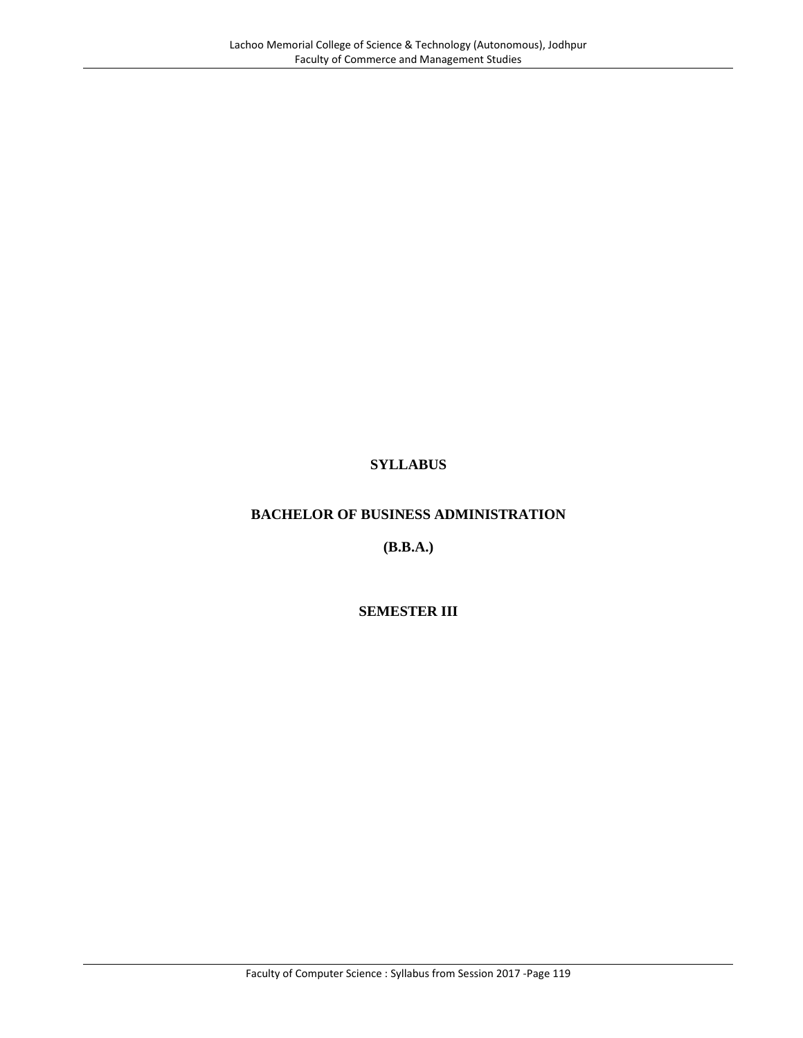# SYLLABUS

# BACHELOR OF BUSINESS ADMINISTRATION

# (B.B.A.)

## SEMESTER III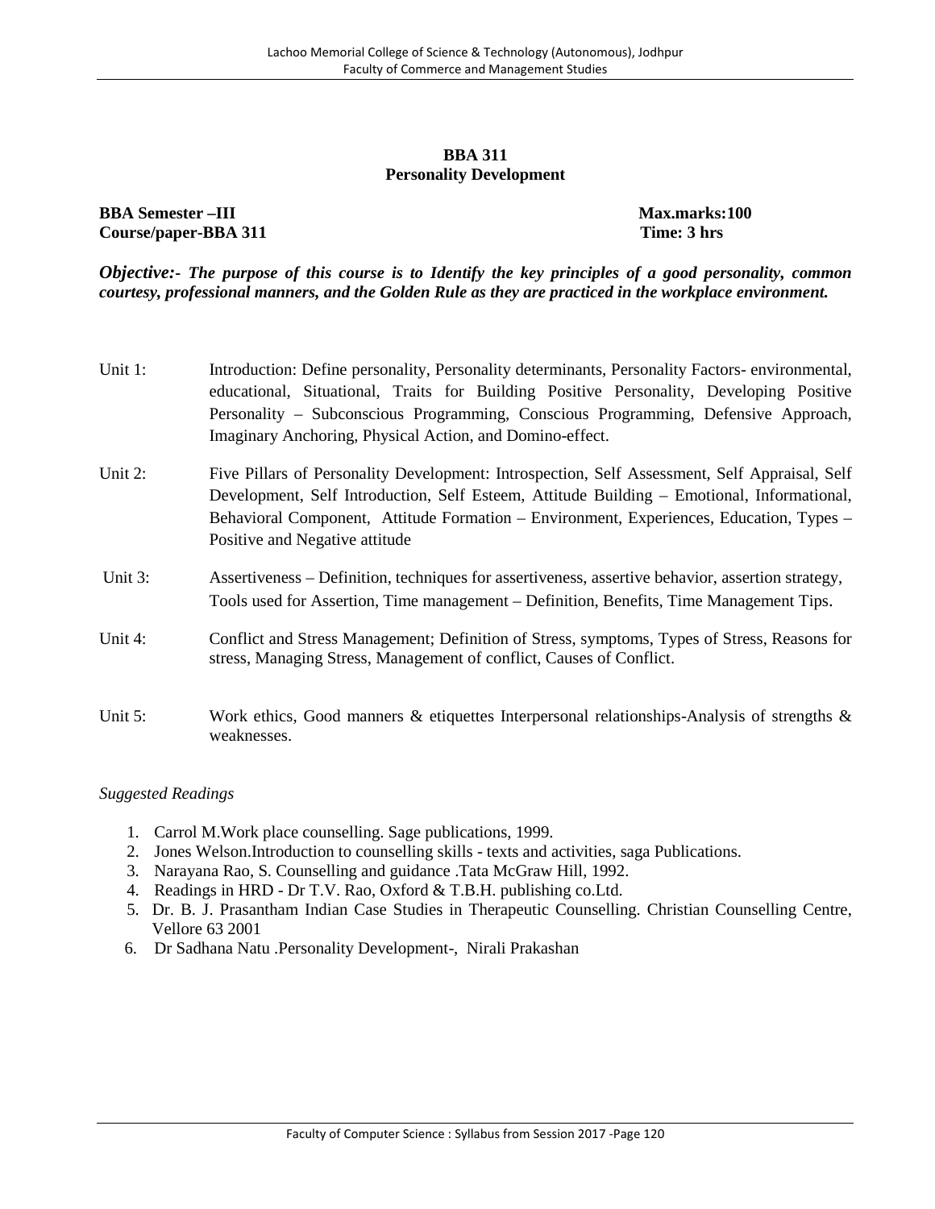# BBA 311
## Personality Development

**BBA Semester –III** **Max.marks:100**
**Course/paper-BBA 311** **Time: 3 hrs**

***Objective:- The purpose of this course is to Identify the key principles of a good personality, common courtesy, professional manners, and the Golden Rule as they are practiced in the workplace environment.***

| | |
|---|---|
| Unit 1: | Introduction: Define personality, Personality determinants, Personality Factors- environmental, educational, Situational, Traits for Building Positive Personality, Developing Positive Personality – Subconscious Programming, Conscious Programming, Defensive Approach, Imaginary Anchoring, Physical Action, and Domino-effect. |
| Unit 2: | Five Pillars of Personality Development: Introspection, Self Assessment, Self Appraisal, Self Development, Self Introduction, Self Esteem, Attitude Building – Emotional, Informational, Behavioral Component, Attitude Formation – Environment, Experiences, Education, Types – Positive and Negative attitude |
| Unit 3: | Assertiveness – Definition, techniques for assertiveness, assertive behavior, assertion strategy, Tools used for Assertion, Time management – Definition, Benefits, Time Management Tips. |
| Unit 4: | Conflict and Stress Management; Definition of Stress, symptoms, Types of Stress, Reasons for stress, Managing Stress, Management of conflict, Causes of Conflict. |
| Unit 5: | Work ethics, Good manners & etiquettes Interpersonal relationships-Analysis of strengths & weaknesses. |

*Suggested Readings*

1. Carrol M.Work place counselling. Sage publications, 1999.
2. Jones Welson.Introduction to counselling skills - texts and activities, saga Publications.
3. Narayana Rao, S. Counselling and guidance .Tata McGraw Hill, 1992.
4. Readings in HRD - Dr T.V. Rao, Oxford & T.B.H. publishing co.Ltd.
5. Dr. B. J. Prasantham Indian Case Studies in Therapeutic Counselling. Christian Counselling Centre, Vellore 63 2001
6. Dr Sadhana Natu .Personality Development-, Nirali Prakashan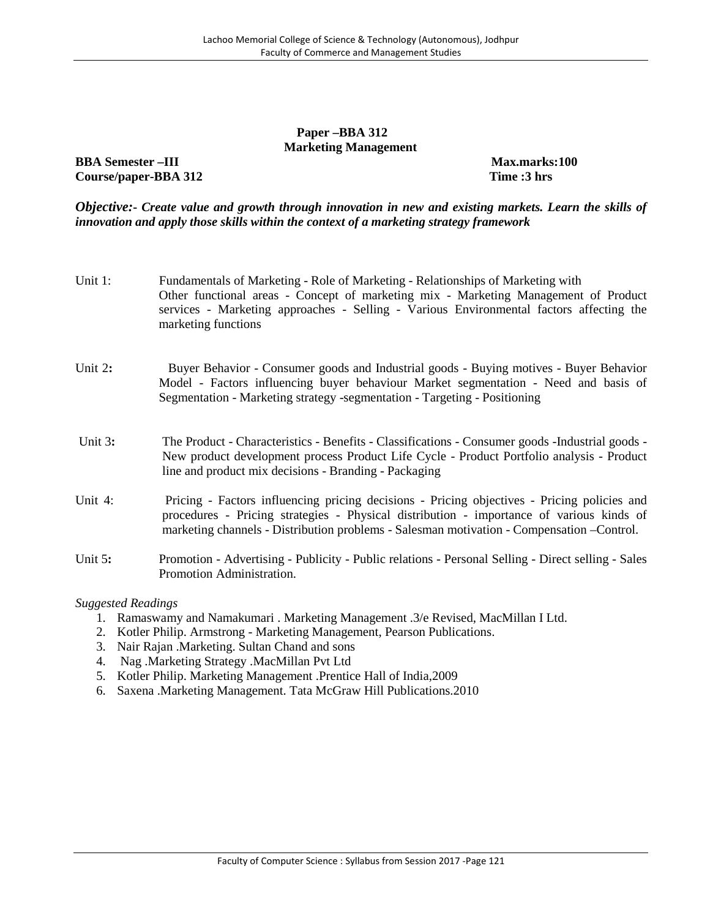**Paper –BBA 312**
**Marketing Management**

**BBA Semester –III** **Max.marks:100**
**Course/paper-BBA 312** **Time :3 hrs**

***Objective:- Create value and growth through innovation in new and existing markets. Learn the skills of innovation and apply those skills within the context of a marketing strategy framework***

Unit 1: Fundamentals of Marketing - Role of Marketing - Relationships of Marketing with Other functional areas - Concept of marketing mix - Marketing Management of Product services - Marketing approaches - Selling - Various Environmental factors affecting the marketing functions

Unit 2**:** Buyer Behavior - Consumer goods and Industrial goods - Buying motives - Buyer Behavior Model - Factors influencing buyer behaviour Market segmentation - Need and basis of Segmentation - Marketing strategy -segmentation - Targeting - Positioning

Unit 3**:** The Product - Characteristics - Benefits - Classifications - Consumer goods -Industrial goods - New product development process Product Life Cycle - Product Portfolio analysis - Product line and product mix decisions - Branding - Packaging

Unit 4: Pricing - Factors influencing pricing decisions - Pricing objectives - Pricing policies and procedures - Pricing strategies - Physical distribution - importance of various kinds of marketing channels - Distribution problems - Salesman motivation - Compensation –Control.

Unit 5**:** Promotion - Advertising - Publicity - Public relations - Personal Selling - Direct selling - Sales Promotion Administration.

*Suggested Readings*

1. Ramaswamy and Namakumari . Marketing Management .3/e Revised, MacMillan I Ltd.
2. Kotler Philip. Armstrong - Marketing Management, Pearson Publications.
3. Nair Rajan .Marketing. Sultan Chand and sons
4. Nag .Marketing Strategy .MacMillan Pvt Ltd
5. Kotler Philip. Marketing Management .Prentice Hall of India,2009
6. Saxena .Marketing Management. Tata McGraw Hill Publications.2010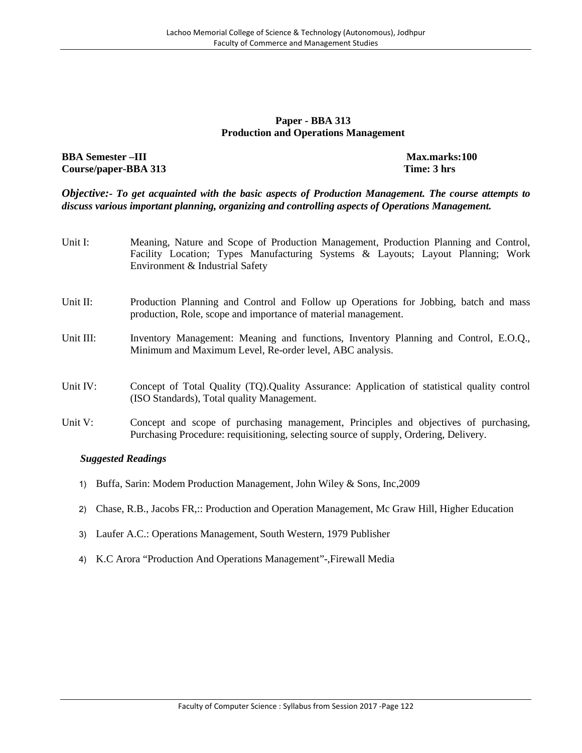**Paper - BBA 313**
**Production and Operations Management**

**BBA Semester –III** **Max.marks:100**
**Course/paper-BBA 313** **Time: 3 hrs**

***Objective:- To get acquainted with the basic aspects of Production Management. The course attempts to discuss various important planning, organizing and controlling aspects of Operations Management.***

Unit I: Meaning, Nature and Scope of Production Management, Production Planning and Control, Facility Location; Types Manufacturing Systems & Layouts; Layout Planning; Work Environment & Industrial Safety

Unit II: Production Planning and Control and Follow up Operations for Jobbing, batch and mass production, Role, scope and importance of material management.

Unit III: Inventory Management: Meaning and functions, Inventory Planning and Control, E.O.Q., Minimum and Maximum Level, Re-order level, ABC analysis.

Unit IV: Concept of Total Quality (TQ).Quality Assurance: Application of statistical quality control (ISO Standards), Total quality Management.

Unit V: Concept and scope of purchasing management, Principles and objectives of purchasing, Purchasing Procedure: requisitioning, selecting source of supply, Ordering, Delivery.

***Suggested Readings***

1) Buffa, Sarin: Modem Production Management, John Wiley & Sons, Inc,2009
2) Chase, R.B., Jacobs FR,:: Production and Operation Management, Mc Graw Hill, Higher Education
3) Laufer A.C.: Operations Management, South Western, 1979 Publisher
4) K.C Arora "Production And Operations Management"-,Firewall Media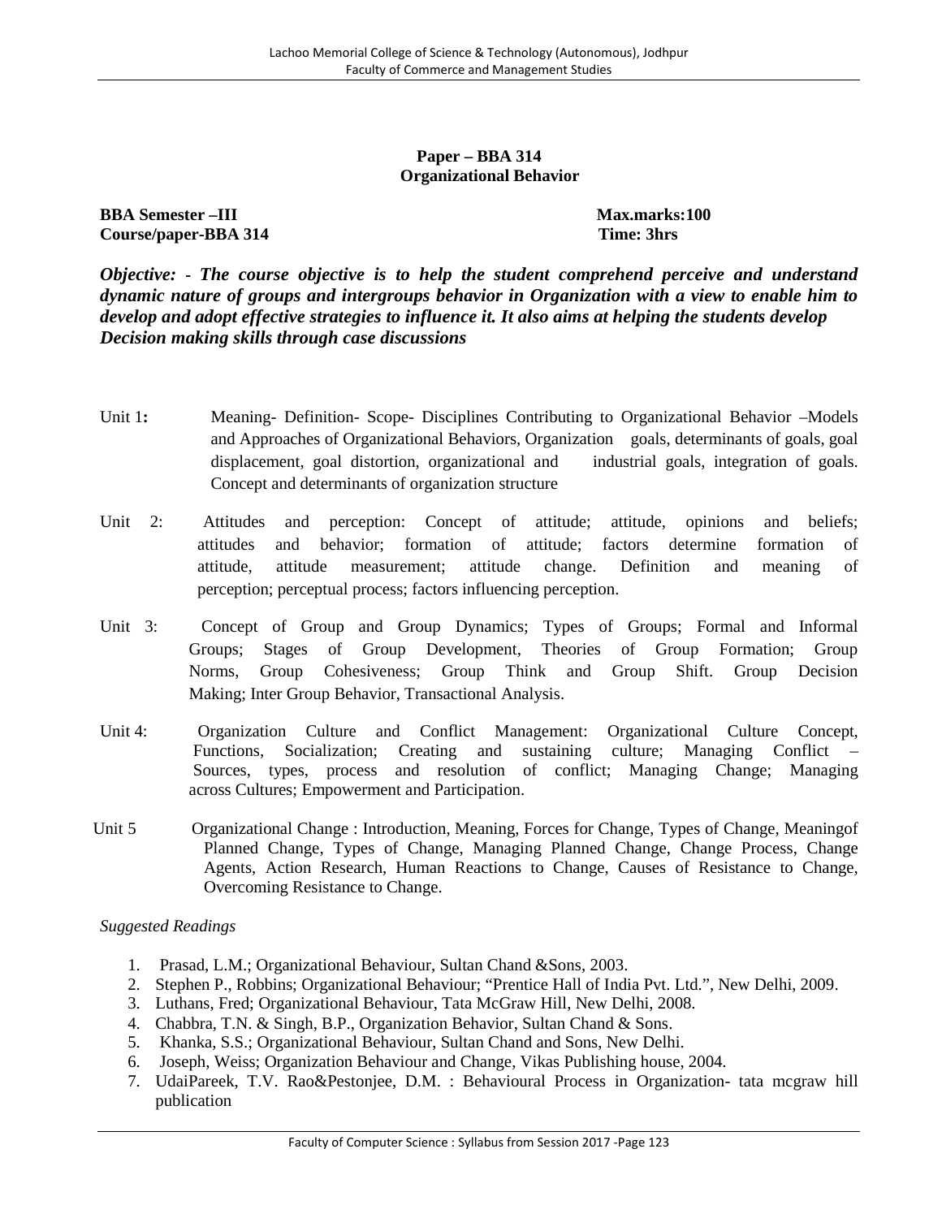## Paper – BBA 314
## Organizational Behavior

**BBA Semester –III** **Max.marks:100**
**Course/paper-BBA 314** **Time: 3hrs**

***Objective: - The course objective is to help the student comprehend perceive and understand dynamic nature of groups and intergroups behavior in Organization with a view to enable him to develop and adopt effective strategies to influence it. It also aims at helping the students develop Decision making skills through case discussions***

Unit 1**:** Meaning- Definition- Scope- Disciplines Contributing to Organizational Behavior –Models and Approaches of Organizational Behaviors, Organization goals, determinants of goals, goal displacement, goal distortion, organizational and industrial goals, integration of goals. Concept and determinants of organization structure

Unit 2: Attitudes and perception: Concept of attitude; attitude, opinions and beliefs; attitudes and behavior; formation of attitude; factors determine formation of attitude, attitude measurement; attitude change. Definition and meaning of perception; perceptual process; factors influencing perception.

Unit 3: Concept of Group and Group Dynamics; Types of Groups; Formal and Informal Groups; Stages of Group Development, Theories of Group Formation; Group Norms, Group Cohesiveness; Group Think and Group Shift. Group Decision Making; Inter Group Behavior, Transactional Analysis.

Unit 4: Organization Culture and Conflict Management: Organizational Culture Concept, Functions, Socialization; Creating and sustaining culture; Managing Conflict – Sources, types, process and resolution of conflict; Managing Change; Managing across Cultures; Empowerment and Participation.

Unit 5 Organizational Change : Introduction, Meaning, Forces for Change, Types of Change, Meaningof Planned Change, Types of Change, Managing Planned Change, Change Process, Change Agents, Action Research, Human Reactions to Change, Causes of Resistance to Change, Overcoming Resistance to Change.

*Suggested Readings*

1. Prasad, L.M.; Organizational Behaviour, Sultan Chand &Sons, 2003.
2. Stephen P., Robbins; Organizational Behaviour; "Prentice Hall of India Pvt. Ltd.", New Delhi, 2009.
3. Luthans, Fred; Organizational Behaviour, Tata McGraw Hill, New Delhi, 2008.
4. Chabbra, T.N. & Singh, B.P., Organization Behavior, Sultan Chand & Sons.
5. Khanka, S.S.; Organizational Behaviour, Sultan Chand and Sons, New Delhi.
6. Joseph, Weiss; Organization Behaviour and Change, Vikas Publishing house, 2004.
7. UdaiPareek, T.V. Rao&Pestonjee, D.M. : Behavioural Process in Organization- tata mcgraw hill publication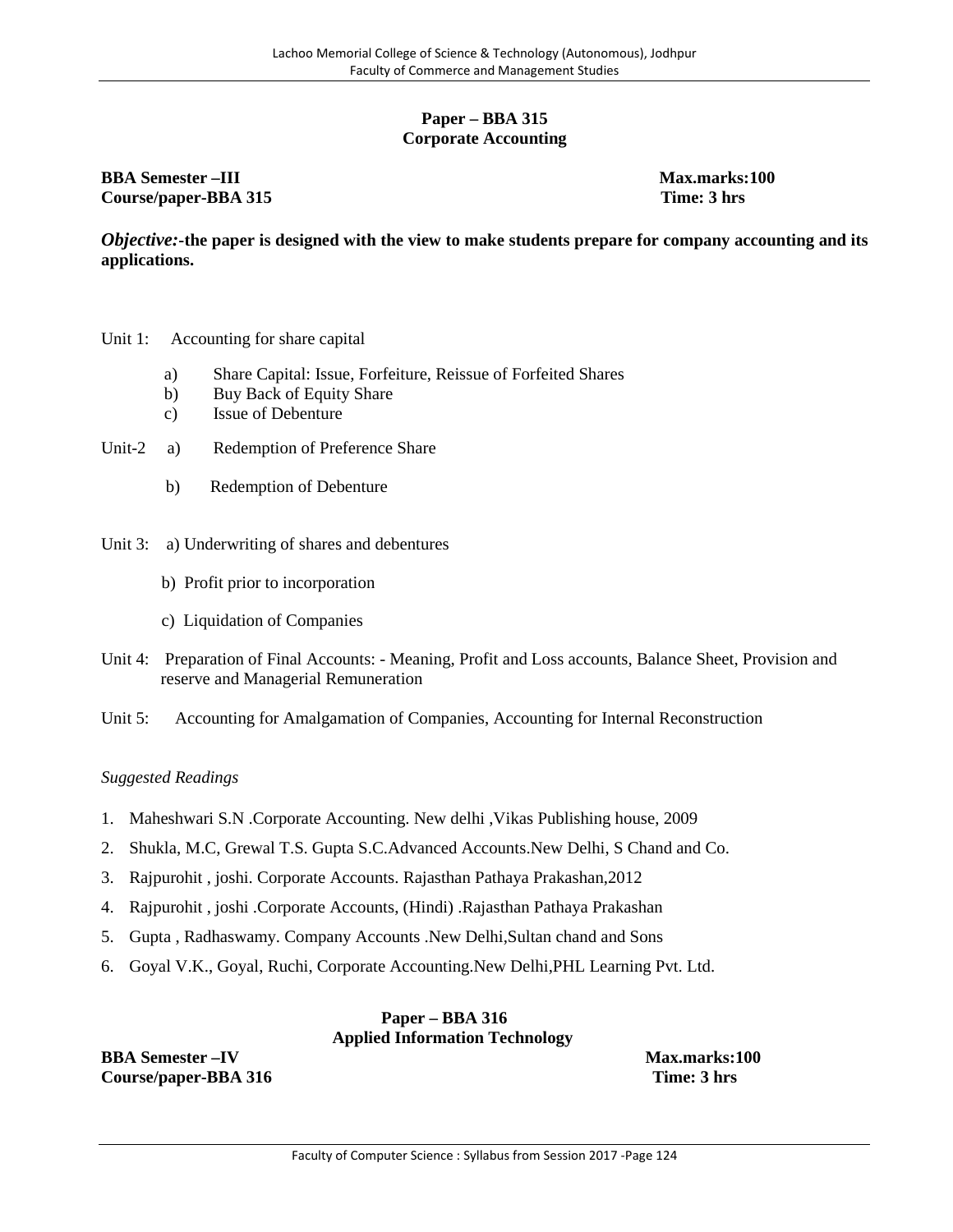## Paper – BBA 315
## Corporate Accounting

**BBA Semester –III** **Max.marks:100**
**Course/paper-BBA 315** **Time: 3 hrs**

***Objective:*-the paper is designed with the view to make students prepare for company accounting and its applications.**

Unit 1: Accounting for share capital

- a) Share Capital: Issue, Forfeiture, Reissue of Forfeited Shares
- b) Buy Back of Equity Share
- c) Issue of Debenture

Unit-2

- a) Redemption of Preference Share
- b) Redemption of Debenture

Unit 3:

- a) Underwriting of shares and debentures
- b) Profit prior to incorporation
- c) Liquidation of Companies

Unit 4: Preparation of Final Accounts: - Meaning, Profit and Loss accounts, Balance Sheet, Provision and reserve and Managerial Remuneration

Unit 5: Accounting for Amalgamation of Companies, Accounting for Internal Reconstruction

*Suggested Readings*

1. Maheshwari S.N .Corporate Accounting. New delhi ,Vikas Publishing house, 2009
2. Shukla, M.C, Grewal T.S. Gupta S.C.Advanced Accounts.New Delhi, S Chand and Co.
3. Rajpurohit , joshi. Corporate Accounts. Rajasthan Pathaya Prakashan,2012
4. Rajpurohit , joshi .Corporate Accounts, (Hindi) .Rajasthan Pathaya Prakashan
5. Gupta , Radhaswamy. Company Accounts .New Delhi,Sultan chand and Sons
6. Goyal V.K., Goyal, Ruchi, Corporate Accounting.New Delhi,PHL Learning Pvt. Ltd.

## Paper – BBA 316
## Applied Information Technology

**BBA Semester –IV** **Max.marks:100**
**Course/paper-BBA 316** **Time: 3 hrs**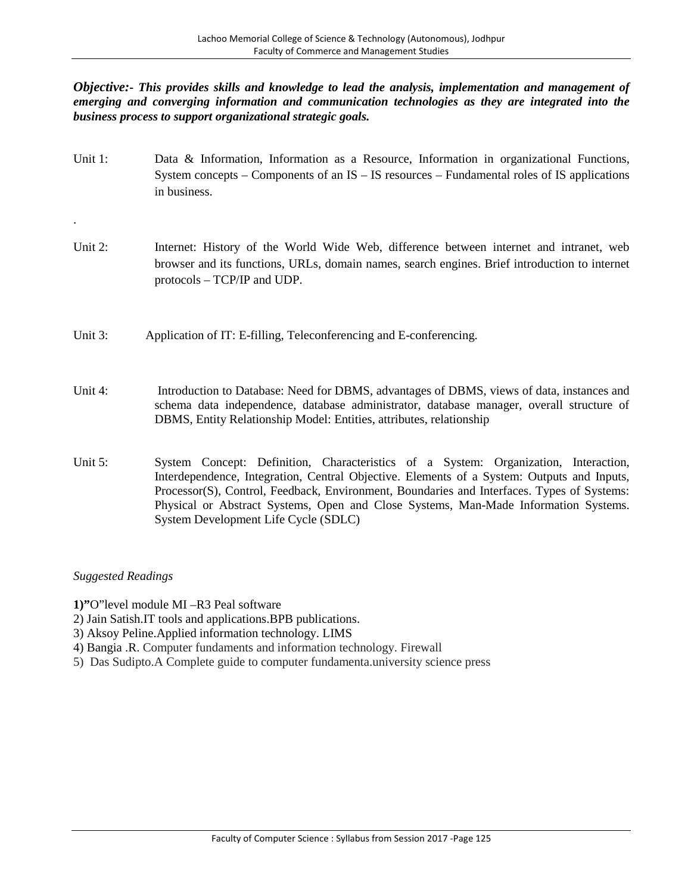***Objective:- This provides skills and knowledge to lead the analysis, implementation and management of emerging and converging information and communication technologies as they are integrated into the business process to support organizational strategic goals.***

Unit 1: Data & Information, Information as a Resource, Information in organizational Functions, System concepts – Components of an IS – IS resources – Fundamental roles of IS applications in business.

.

Unit 2: Internet: History of the World Wide Web, difference between internet and intranet, web browser and its functions, URLs, domain names, search engines. Brief introduction to internet protocols – TCP/IP and UDP.

Unit 3: Application of IT: E-filling, Teleconferencing and E-conferencing.

Unit 4: Introduction to Database: Need for DBMS, advantages of DBMS, views of data, instances and schema data independence, database administrator, database manager, overall structure of DBMS, Entity Relationship Model: Entities, attributes, relationship

Unit 5: System Concept: Definition, Characteristics of a System: Organization, Interaction, Interdependence, Integration, Central Objective. Elements of a System: Outputs and Inputs, Processor(S), Control, Feedback, Environment, Boundaries and Interfaces. Types of Systems: Physical or Abstract Systems, Open and Close Systems, Man-Made Information Systems. System Development Life Cycle (SDLC)

*Suggested Readings*

**1)"**O"level module MI –R3 Peal software
2) Jain Satish.IT tools and applications.BPB publications.
3) Aksoy Peline.Applied information technology. LIMS
4) Bangia .R. Computer fundaments and information technology. Firewall
5) Das Sudipto.A Complete guide to computer fundamenta.university science press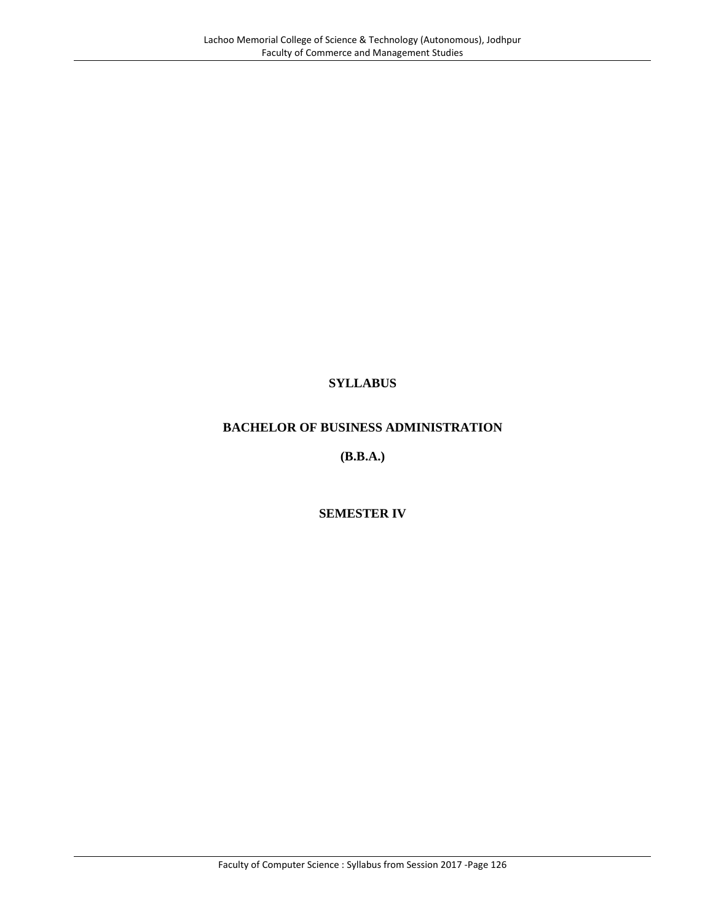# SYLLABUS

## BACHELOR OF BUSINESS ADMINISTRATION

## (B.B.A.)

## SEMESTER IV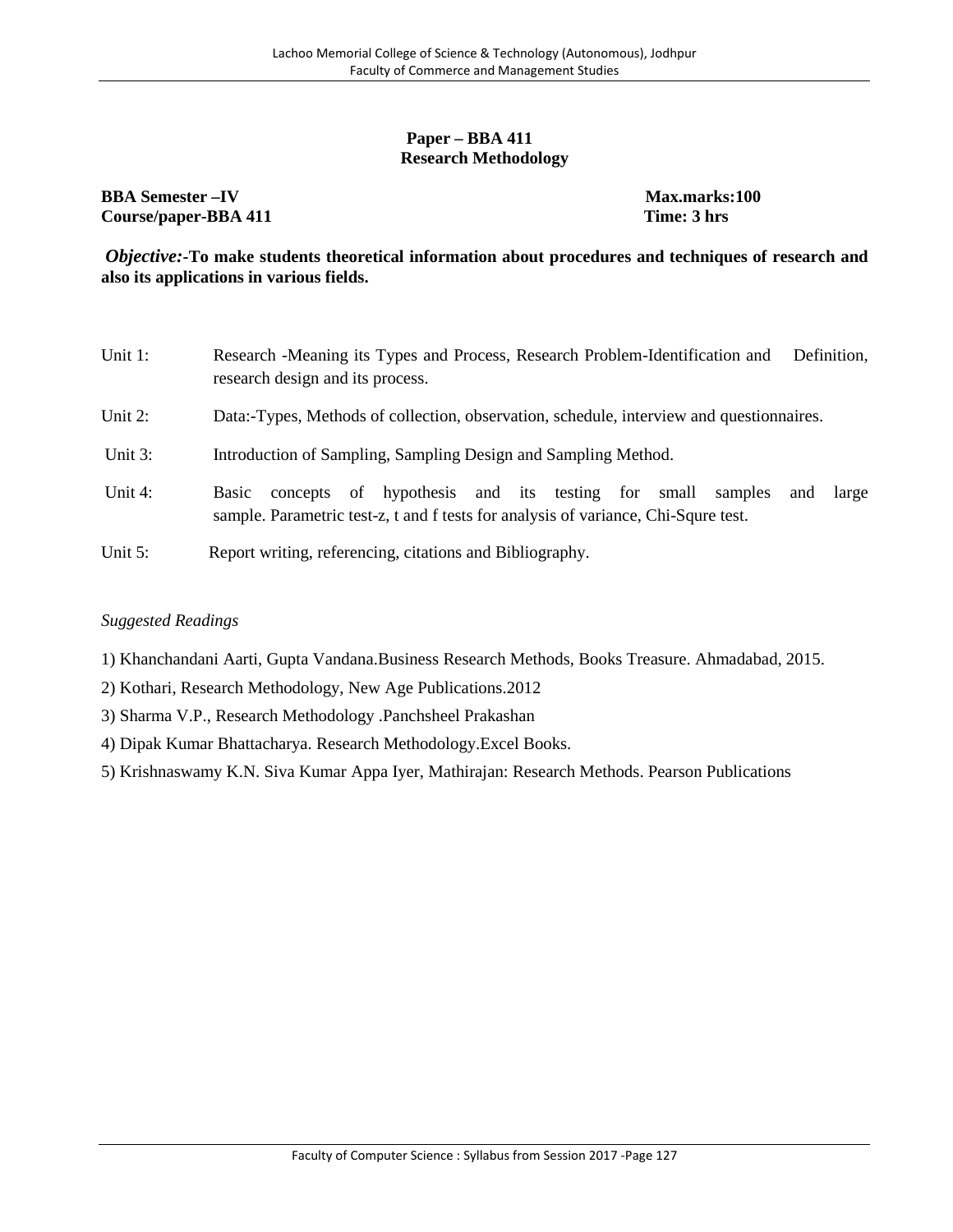## Paper – BBA 411
## Research Methodology

**BBA Semester –IV** **Max.marks:100**
**Course/paper-BBA 411** **Time: 3 hrs**

***Objective:-*****To make students theoretical information about procedures and techniques of research and also its applications in various fields.**

| | |
|---|---|
| Unit 1: | Research -Meaning its Types and Process, Research Problem-Identification and Definition, research design and its process. |
| Unit 2: | Data:-Types, Methods of collection, observation, schedule, interview and questionnaires. |
| Unit 3: | Introduction of Sampling, Sampling Design and Sampling Method. |
| Unit 4: | Basic concepts of hypothesis and its testing for small samples and large sample. Parametric test-z, t and f tests for analysis of variance, Chi-Squre test. |
| Unit 5: | Report writing, referencing, citations and Bibliography. |

*Suggested Readings*

1) Khanchandani Aarti, Gupta Vandana.Business Research Methods, Books Treasure. Ahmadabad, 2015.

2) Kothari, Research Methodology, New Age Publications.2012

3) Sharma V.P., Research Methodology .Panchsheel Prakashan

4) Dipak Kumar Bhattacharya. Research Methodology.Excel Books.

5) Krishnaswamy K.N. Siva Kumar Appa Iyer, Mathirajan: Research Methods. Pearson Publications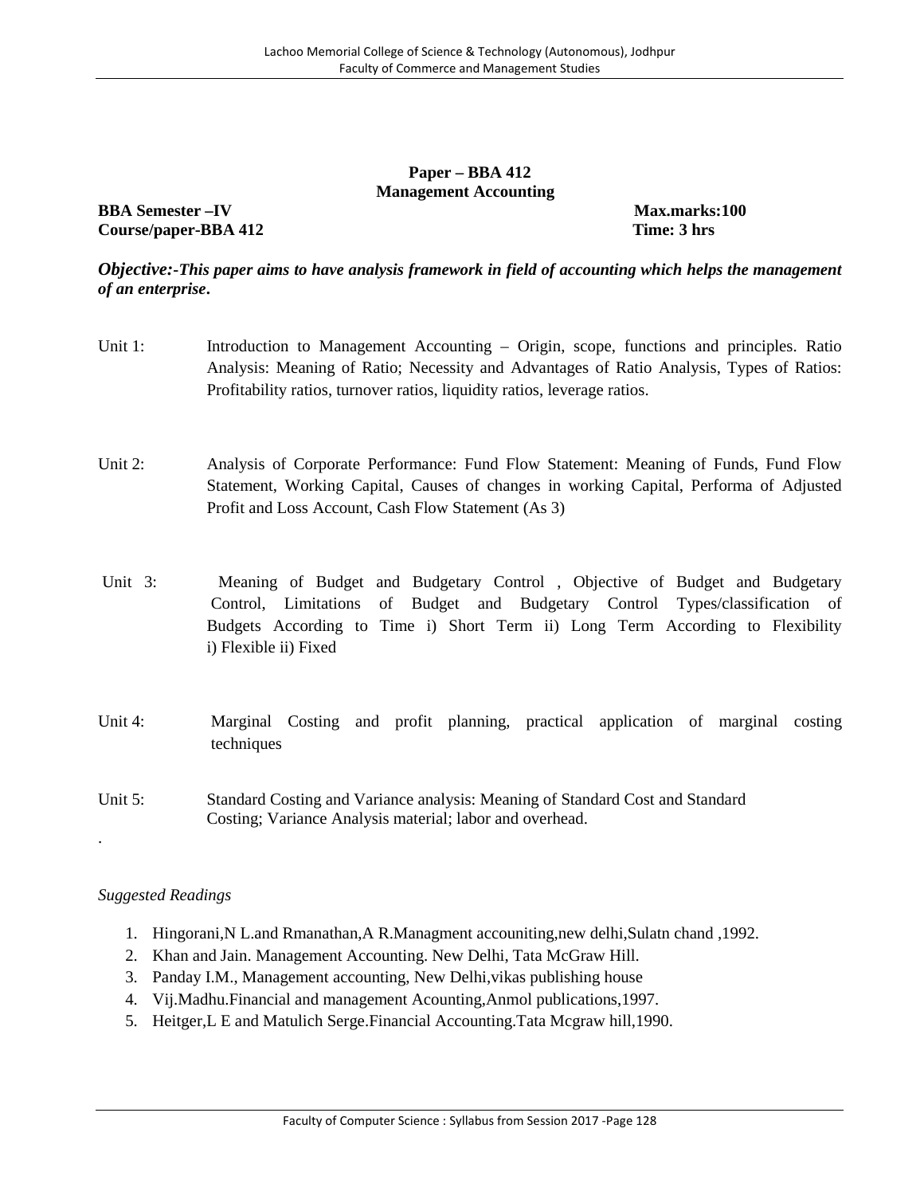**Paper – BBA 412**
**Management Accounting**

**BBA Semester –IV** **Max.marks:100**
**Course/paper-BBA 412** **Time: 3 hrs**

***Objective:-This paper aims to have analysis framework in field of accounting which helps the management of an enterprise.***

Unit 1: Introduction to Management Accounting – Origin, scope, functions and principles. Ratio Analysis: Meaning of Ratio; Necessity and Advantages of Ratio Analysis, Types of Ratios: Profitability ratios, turnover ratios, liquidity ratios, leverage ratios.

Unit 2: Analysis of Corporate Performance: Fund Flow Statement: Meaning of Funds, Fund Flow Statement, Working Capital, Causes of changes in working Capital, Performa of Adjusted Profit and Loss Account, Cash Flow Statement (As 3)

Unit 3: Meaning of Budget and Budgetary Control , Objective of Budget and Budgetary Control, Limitations of Budget and Budgetary Control Types/classification of Budgets According to Time i) Short Term ii) Long Term According to Flexibility i) Flexible ii) Fixed

Unit 4: Marginal Costing and profit planning, practical application of marginal costing techniques

Unit 5: Standard Costing and Variance analysis: Meaning of Standard Cost and Standard Costing; Variance Analysis material; labor and overhead.

.

*Suggested Readings*

1. Hingorani,N L.and Rmanathan,A R.Managment accouniting,new delhi,Sulatn chand ,1992.
2. Khan and Jain. Management Accounting. New Delhi, Tata McGraw Hill.
3. Panday I.M., Management accounting, New Delhi,vikas publishing house
4. Vij.Madhu.Financial and management Acounting,Anmol publications,1997.
5. Heitger,L E and Matulich Serge.Financial Accounting.Tata Mcgraw hill,1990.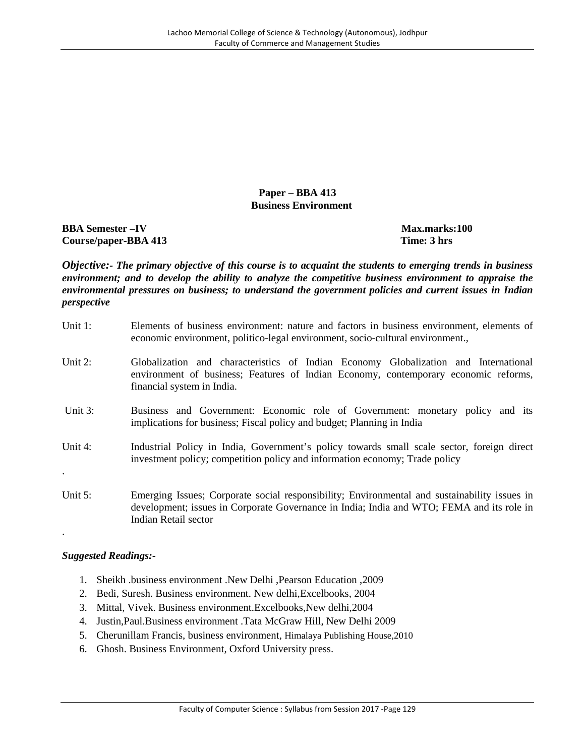**Paper – BBA 413**
**Business Environment**

**BBA Semester –IV** **Max.marks:100**
**Course/paper-BBA 413** **Time: 3 hrs**

***Objective:- The primary objective of this course is to acquaint the students to emerging trends in business environment; and to develop the ability to analyze the competitive business environment to appraise the environmental pressures on business; to understand the government policies and current issues in Indian perspective***

Unit 1: Elements of business environment: nature and factors in business environment, elements of economic environment, politico-legal environment, socio-cultural environment.,

Unit 2: Globalization and characteristics of Indian Economy Globalization and International environment of business; Features of Indian Economy, contemporary economic reforms, financial system in India.

Unit 3: Business and Government: Economic role of Government: monetary policy and its implications for business; Fiscal policy and budget; Planning in India

Unit 4: Industrial Policy in India, Government's policy towards small scale sector, foreign direct investment policy; competition policy and information economy; Trade policy

.

Unit 5: Emerging Issues; Corporate social responsibility; Environmental and sustainability issues in development; issues in Corporate Governance in India; India and WTO; FEMA and its role in Indian Retail sector

.

***Suggested Readings:-***

1. Sheikh .business environment .New Delhi ,Pearson Education ,2009
2. Bedi, Suresh. Business environment. New delhi,Excelbooks, 2004
3. Mittal, Vivek. Business environment.Excelbooks,New delhi,2004
4. Justin,Paul.Business environment .Tata McGraw Hill, New Delhi 2009
5. Cherunillam Francis, business environment, Himalaya Publishing House,2010
6. Ghosh. Business Environment, Oxford University press.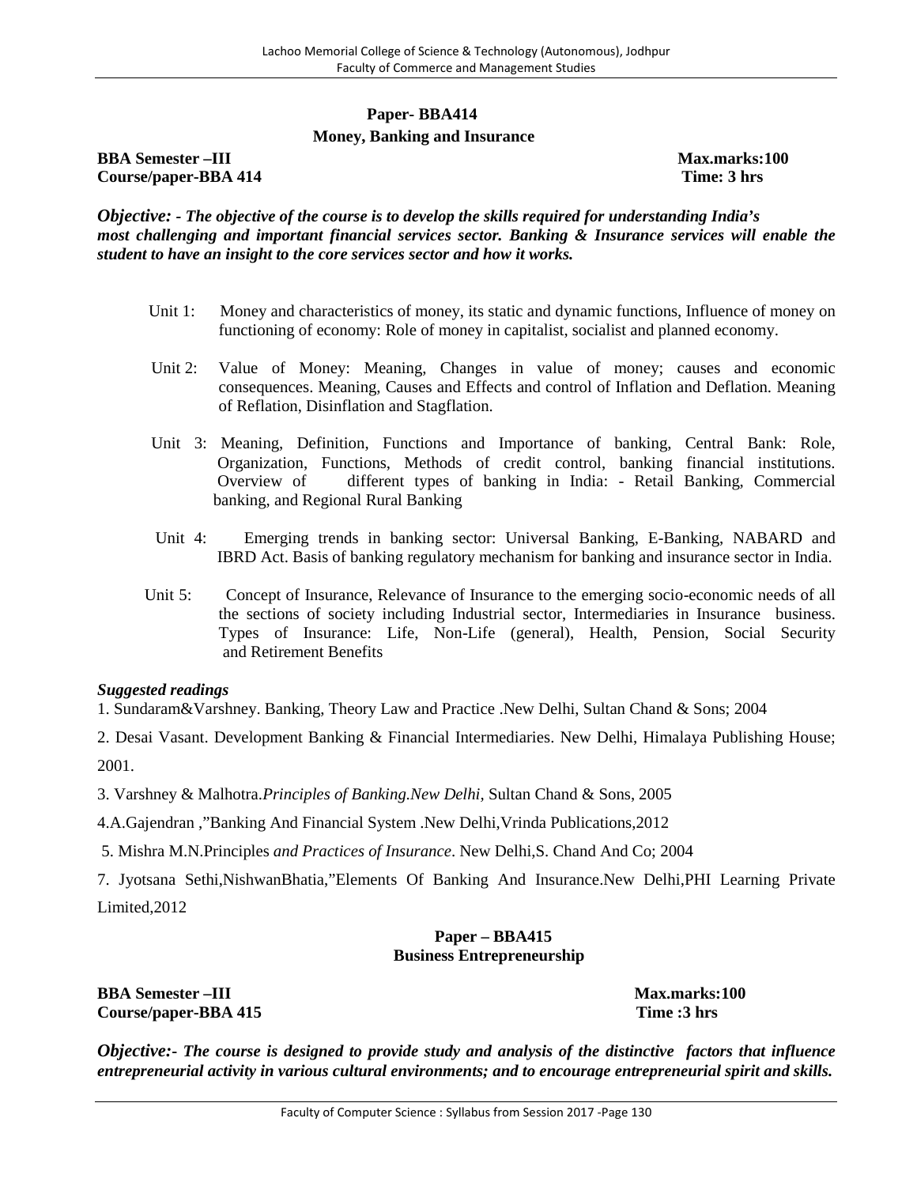## Paper- BBA414
## Money, Banking and Insurance

**BBA Semester –III** **Max.marks:100**
**Course/paper-BBA 414** **Time: 3 hrs**

***Objective: - The objective of the course is to develop the skills required for understanding India's most challenging and important financial services sector. Banking & Insurance services will enable the student to have an insight to the core services sector and how it works.***

Unit 1: Money and characteristics of money, its static and dynamic functions, Influence of money on functioning of economy: Role of money in capitalist, socialist and planned economy.

Unit 2: Value of Money: Meaning, Changes in value of money; causes and economic consequences. Meaning, Causes and Effects and control of Inflation and Deflation. Meaning of Reflation, Disinflation and Stagflation.

Unit 3: Meaning, Definition, Functions and Importance of banking, Central Bank: Role, Organization, Functions, Methods of credit control, banking financial institutions. Overview of different types of banking in India: - Retail Banking, Commercial banking, and Regional Rural Banking

Unit 4: Emerging trends in banking sector: Universal Banking, E-Banking, NABARD and IBRD Act. Basis of banking regulatory mechanism for banking and insurance sector in India.

Unit 5: Concept of Insurance, Relevance of Insurance to the emerging socio-economic needs of all the sections of society including Industrial sector, Intermediaries in Insurance business. Types of Insurance: Life, Non-Life (general), Health, Pension, Social Security and Retirement Benefits

***Suggested readings***

1. Sundaram&Varshney. Banking, Theory Law and Practice .New Delhi, Sultan Chand & Sons; 2004

2. Desai Vasant. Development Banking & Financial Intermediaries. New Delhi, Himalaya Publishing House; 2001.

3. Varshney & Malhotra.*Principles of Banking.New Delhi,* Sultan Chand & Sons, 2005

4.A.Gajendran ,"Banking And Financial System .New Delhi,Vrinda Publications,2012

5. Mishra M.N.Principles *and Practices of Insurance*. New Delhi,S. Chand And Co; 2004

7. Jyotsana Sethi,NishwanBhatia,"Elements Of Banking And Insurance.New Delhi,PHI Learning Private Limited,2012

## Paper – BBA415
## Business Entrepreneurship

**BBA Semester –III** **Max.marks:100**
**Course/paper-BBA 415** **Time :3 hrs**

***Objective:- The course is designed to provide study and analysis of the distinctive factors that influence entrepreneurial activity in various cultural environments; and to encourage entrepreneurial spirit and skills.***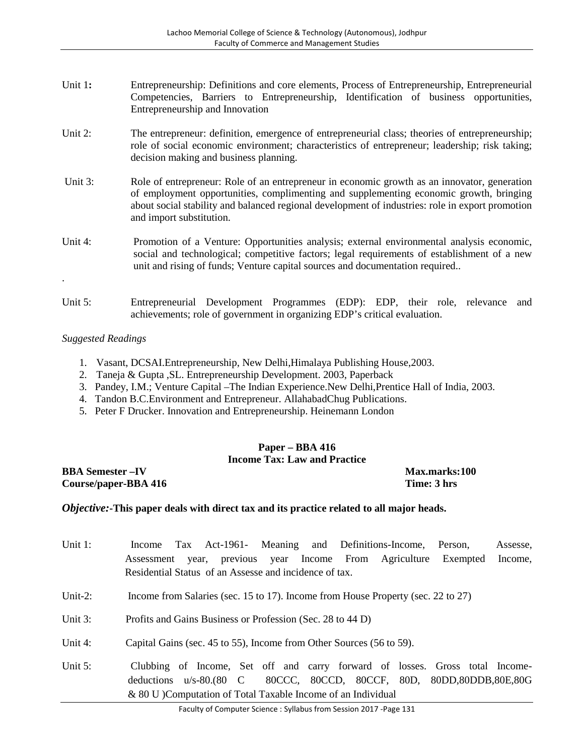Unit 1**:** Entrepreneurship: Definitions and core elements, Process of Entrepreneurship, Entrepreneurial Competencies, Barriers to Entrepreneurship, Identification of business opportunities, Entrepreneurship and Innovation

Unit 2: The entrepreneur: definition, emergence of entrepreneurial class; theories of entrepreneurship; role of social economic environment; characteristics of entrepreneur; leadership; risk taking; decision making and business planning.

Unit 3: Role of entrepreneur: Role of an entrepreneur in economic growth as an innovator, generation of employment opportunities, complimenting and supplementing economic growth, bringing about social stability and balanced regional development of industries: role in export promotion and import substitution.

Unit 4: Promotion of a Venture: Opportunities analysis; external environmental analysis economic, social and technological; competitive factors; legal requirements of establishment of a new unit and rising of funds; Venture capital sources and documentation required..

.

Unit 5: Entrepreneurial Development Programmes (EDP): EDP, their role, relevance and achievements; role of government in organizing EDP's critical evaluation.

*Suggested Readings*

1. Vasant, DCSAI.Entrepreneurship, New Delhi,Himalaya Publishing House,2003.
2. Taneja & Gupta ,SL. Entrepreneurship Development. 2003, Paperback
3. Pandey, I.M.; Venture Capital –The Indian Experience.New Delhi,Prentice Hall of India, 2003.
4. Tandon B.C.Environment and Entrepreneur. AllahabadChug Publications.
5. Peter F Drucker. Innovation and Entrepreneurship. Heinemann London

## Paper – BBA 416
## Income Tax: Law and Practice

**BBA Semester –IV** **Max.marks:100**
**Course/paper-BBA 416** **Time: 3 hrs**

***Objective:*-This paper deals with direct tax and its practice related to all major heads.**

Unit 1: Income Tax Act-1961- Meaning and Definitions-Income, Person, Assesse, Assessment year, previous year Income From Agriculture Exempted Income, Residential Status of an Assesse and incidence of tax.

Unit-2: Income from Salaries (sec. 15 to 17). Income from House Property (sec. 22 to 27)

Unit 3: Profits and Gains Business or Profession (Sec. 28 to 44 D)

Unit 4: Capital Gains (sec. 45 to 55), Income from Other Sources (56 to 59).

Unit 5: Clubbing of Income, Set off and carry forward of losses. Gross total Income-deductions u/s-80.(80 C 80CCC, 80CCD, 80CCF, 80D, 80DD,80DDB,80E,80G & 80 U )Computation of Total Taxable Income of an Individual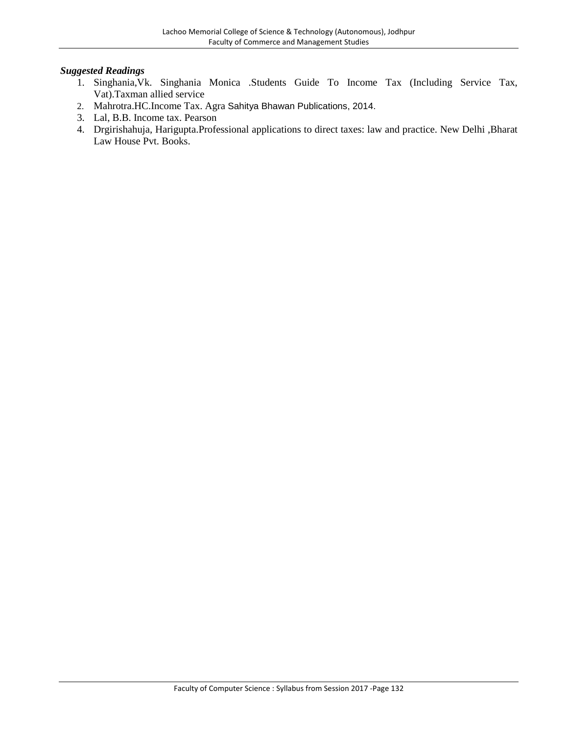***Suggested Readings***

1. Singhania,Vk. Singhania Monica .Students Guide To Income Tax (Including Service Tax, Vat).Taxman allied service
2. Mahrotra.HC.Income Tax. Agra Sahitya Bhawan Publications, 2014.
3. Lal, B.B. Income tax. Pearson
4. Drgirishahuja, Harigupta.Professional applications to direct taxes: law and practice. New Delhi ,Bharat Law House Pvt. Books.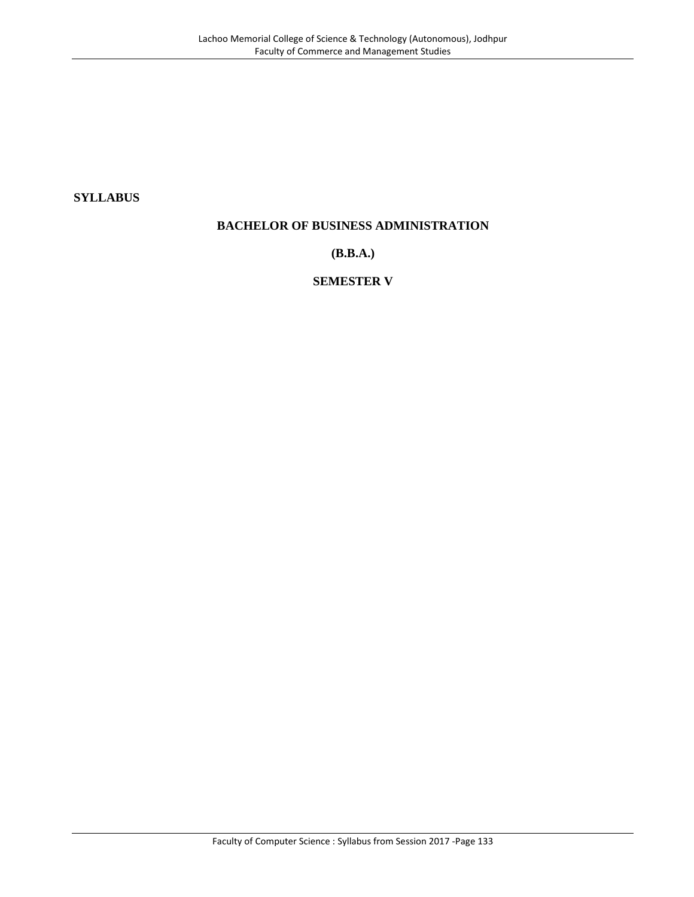**SYLLABUS**

**BACHELOR OF BUSINESS ADMINISTRATION**

**(B.B.A.)**

**SEMESTER V**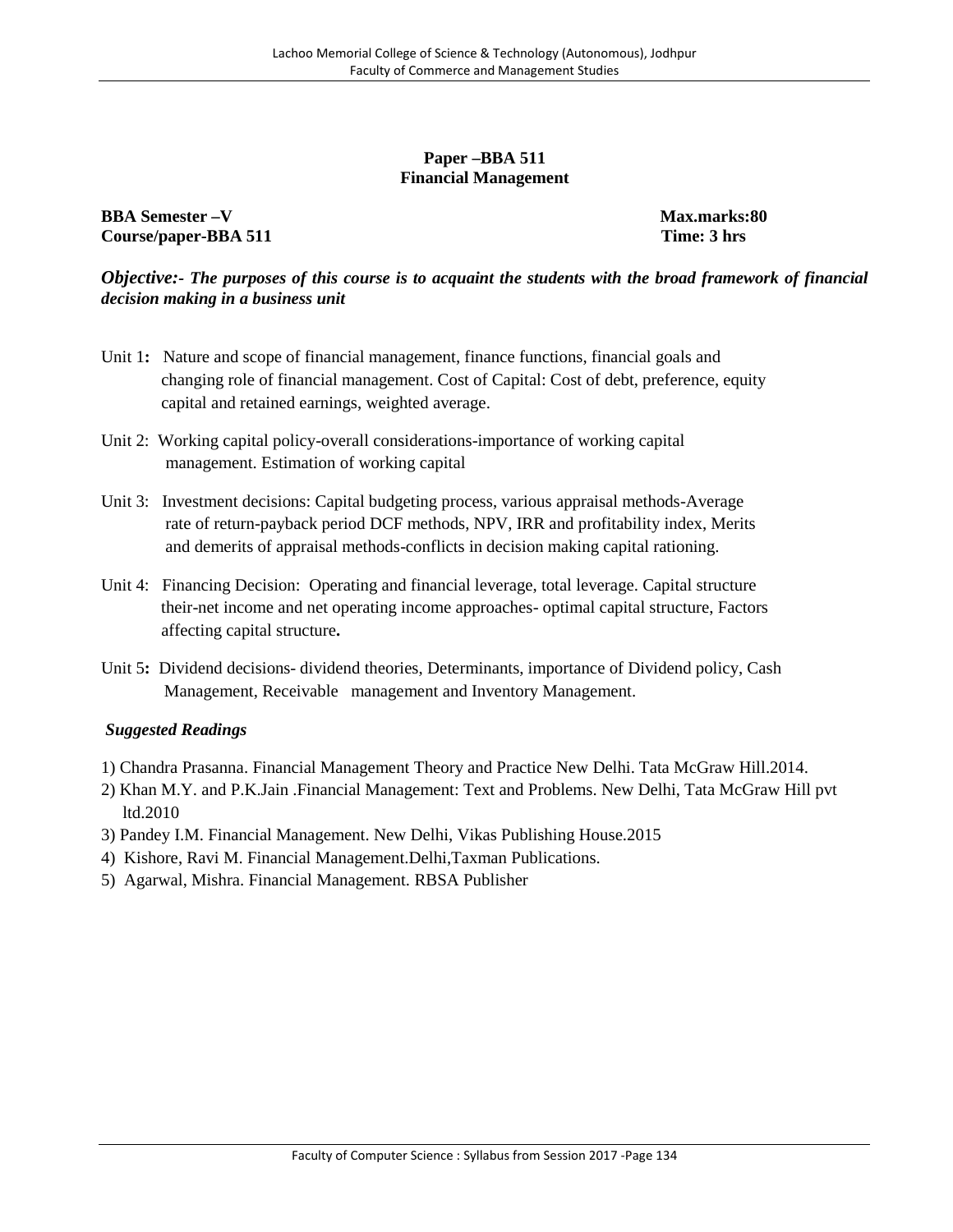**Paper –BBA 511**
**Financial Management**

**BBA Semester –V** **Max.marks:80**
**Course/paper-BBA 511** **Time: 3 hrs**

***Objective:- The purposes of this course is to acquaint the students with the broad framework of financial decision making in a business unit***

Unit 1**:** Nature and scope of financial management, finance functions, financial goals and changing role of financial management. Cost of Capital: Cost of debt, preference, equity capital and retained earnings, weighted average.

Unit 2: Working capital policy-overall considerations-importance of working capital management. Estimation of working capital

Unit 3: Investment decisions: Capital budgeting process, various appraisal methods-Average rate of return-payback period DCF methods, NPV, IRR and profitability index, Merits and demerits of appraisal methods-conflicts in decision making capital rationing.

Unit 4: Financing Decision: Operating and financial leverage, total leverage. Capital structure their-net income and net operating income approaches- optimal capital structure, Factors affecting capital structure**.**

Unit 5**:** Dividend decisions- dividend theories, Determinants, importance of Dividend policy, Cash Management, Receivable management and Inventory Management.

***Suggested Readings***

1) Chandra Prasanna. Financial Management Theory and Practice New Delhi. Tata McGraw Hill.2014.
2) Khan M.Y. and P.K.Jain .Financial Management: Text and Problems. New Delhi, Tata McGraw Hill pvt ltd.2010
3) Pandey I.M. Financial Management. New Delhi, Vikas Publishing House.2015
4) Kishore, Ravi M. Financial Management.Delhi,Taxman Publications.
5) Agarwal, Mishra. Financial Management. RBSA Publisher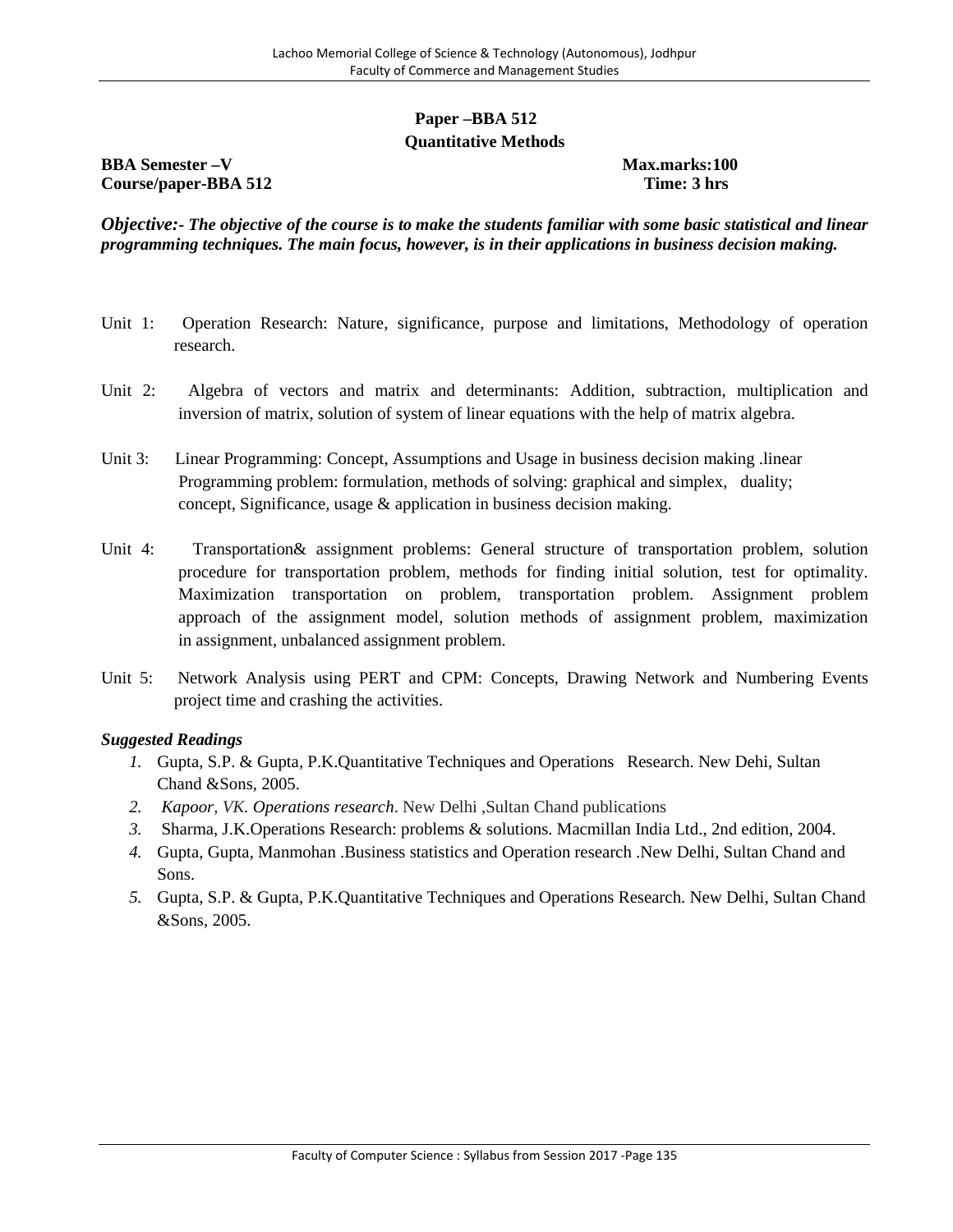**Paper –BBA 512**
**Quantitative Methods**

**BBA Semester –V** **Max.marks:100**
**Course/paper-BBA 512** **Time: 3 hrs**

***Objective:- The objective of the course is to make the students familiar with some basic statistical and linear programming techniques. The main focus, however, is in their applications in business decision making.***

Unit 1: Operation Research: Nature, significance, purpose and limitations, Methodology of operation research.

Unit 2: Algebra of vectors and matrix and determinants: Addition, subtraction, multiplication and inversion of matrix, solution of system of linear equations with the help of matrix algebra.

Unit 3: Linear Programming: Concept, Assumptions and Usage in business decision making .linear Programming problem: formulation, methods of solving: graphical and simplex, duality; concept, Significance, usage & application in business decision making.

Unit 4: Transportation& assignment problems: General structure of transportation problem, solution procedure for transportation problem, methods for finding initial solution, test for optimality. Maximization transportation on problem, transportation problem. Assignment problem approach of the assignment model, solution methods of assignment problem, maximization in assignment, unbalanced assignment problem.

Unit 5: Network Analysis using PERT and CPM: Concepts, Drawing Network and Numbering Events project time and crashing the activities.

***Suggested Readings***

1. Gupta, S.P. & Gupta, P.K.Quantitative Techniques and Operations Research. New Dehi, Sultan Chand &Sons, 2005.
2. *Kapoor, VK. Operations research*. New Delhi ,Sultan Chand publications
3. Sharma, J.K.Operations Research: problems & solutions. Macmillan India Ltd., 2nd edition, 2004.
4. Gupta, Gupta, Manmohan .Business statistics and Operation research .New Delhi, Sultan Chand and Sons.
5. Gupta, S.P. & Gupta, P.K.Quantitative Techniques and Operations Research. New Delhi, Sultan Chand &Sons, 2005.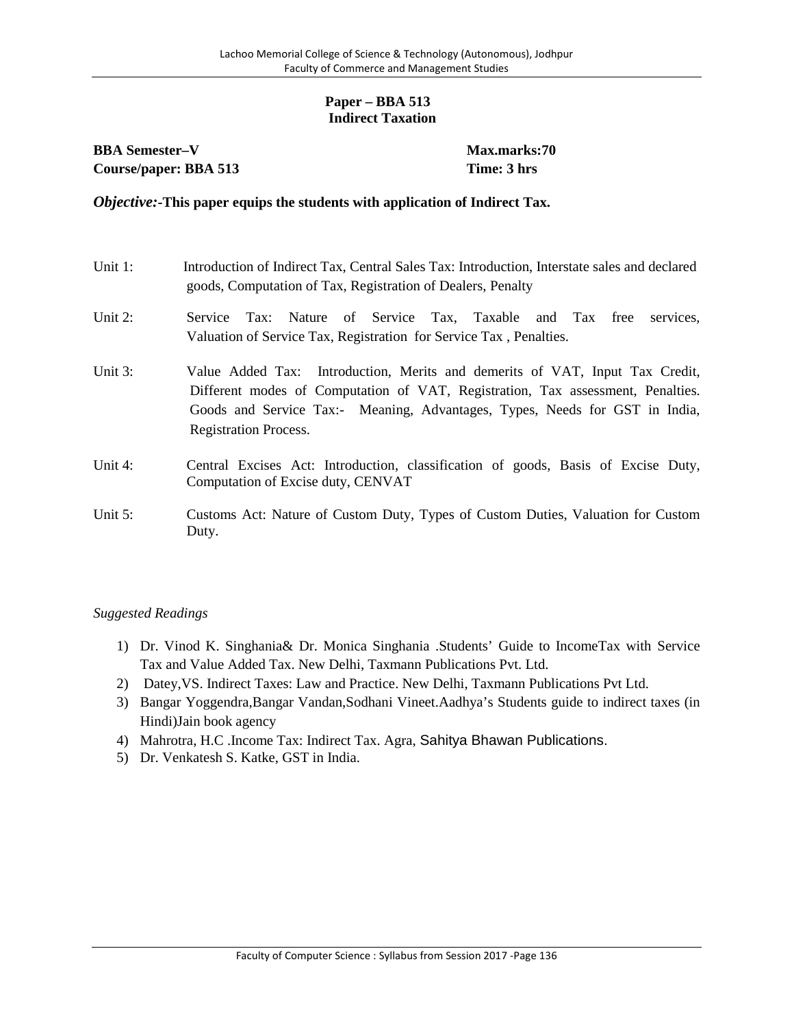**Paper – BBA 513**
**Indirect Taxation**

**BBA Semester–V** **Max.marks:70**
**Course/paper: BBA 513** **Time: 3 hrs**

***Objective:*-This paper equips the students with application of Indirect Tax.**

Unit 1: Introduction of Indirect Tax, Central Sales Tax: Introduction, Interstate sales and declared goods, Computation of Tax, Registration of Dealers, Penalty

Unit 2: Service Tax: Nature of Service Tax, Taxable and Tax free services, Valuation of Service Tax, Registration for Service Tax , Penalties.

Unit 3: Value Added Tax: Introduction, Merits and demerits of VAT, Input Tax Credit, Different modes of Computation of VAT, Registration, Tax assessment, Penalties. Goods and Service Tax:- Meaning, Advantages, Types, Needs for GST in India, Registration Process.

Unit 4: Central Excises Act: Introduction, classification of goods, Basis of Excise Duty, Computation of Excise duty, CENVAT

Unit 5: Customs Act: Nature of Custom Duty, Types of Custom Duties, Valuation for Custom Duty.

*Suggested Readings*

1) Dr. Vinod K. Singhania& Dr. Monica Singhania .Students' Guide to IncomeTax with Service Tax and Value Added Tax. New Delhi, Taxmann Publications Pvt. Ltd.
2) Datey,VS. Indirect Taxes: Law and Practice. New Delhi, Taxmann Publications Pvt Ltd.
3) Bangar Yoggendra,Bangar Vandan,Sodhani Vineet.Aadhya's Students guide to indirect taxes (in Hindi)Jain book agency
4) Mahrotra, H.C .Income Tax: Indirect Tax. Agra, Sahitya Bhawan Publications.
5) Dr. Venkatesh S. Katke, GST in India.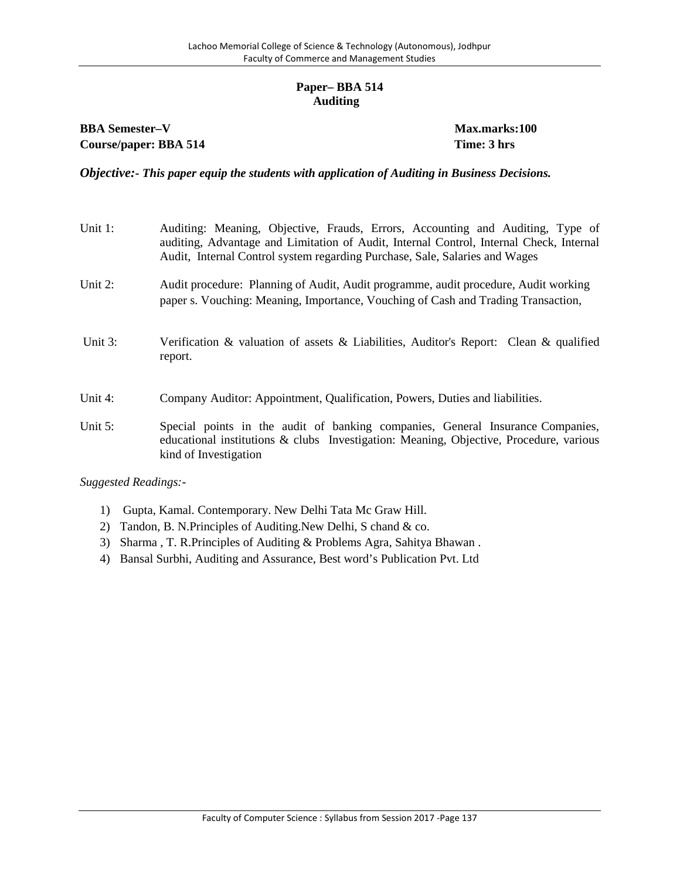**Paper– BBA 514**
**Auditing**

**BBA Semester–V** **Max.marks:100**
**Course/paper: BBA 514** **Time: 3 hrs**

***Objective:- This paper equip the students with application of Auditing in Business Decisions.***

| | |
|---|---|
| Unit 1: | Auditing: Meaning, Objective, Frauds, Errors, Accounting and Auditing, Type of auditing, Advantage and Limitation of Audit, Internal Control, Internal Check, Internal Audit, Internal Control system regarding Purchase, Sale, Salaries and Wages |
| Unit 2: | Audit procedure: Planning of Audit, Audit programme, audit procedure, Audit working paper s. Vouching: Meaning, Importance, Vouching of Cash and Trading Transaction, |
| Unit 3: | Verification & valuation of assets & Liabilities, Auditor's Report: Clean & qualified report. |
| Unit 4: | Company Auditor: Appointment, Qualification, Powers, Duties and liabilities. |
| Unit 5: | Special points in the audit of banking companies, General Insurance Companies, educational institutions & clubs Investigation: Meaning, Objective, Procedure, various kind of Investigation |

*Suggested Readings:-*

1) Gupta, Kamal. Contemporary. New Delhi Tata Mc Graw Hill.
2) Tandon, B. N.Principles of Auditing.New Delhi, S chand & co.
3) Sharma , T. R.Principles of Auditing & Problems Agra, Sahitya Bhawan .
4) Bansal Surbhi, Auditing and Assurance, Best word's Publication Pvt. Ltd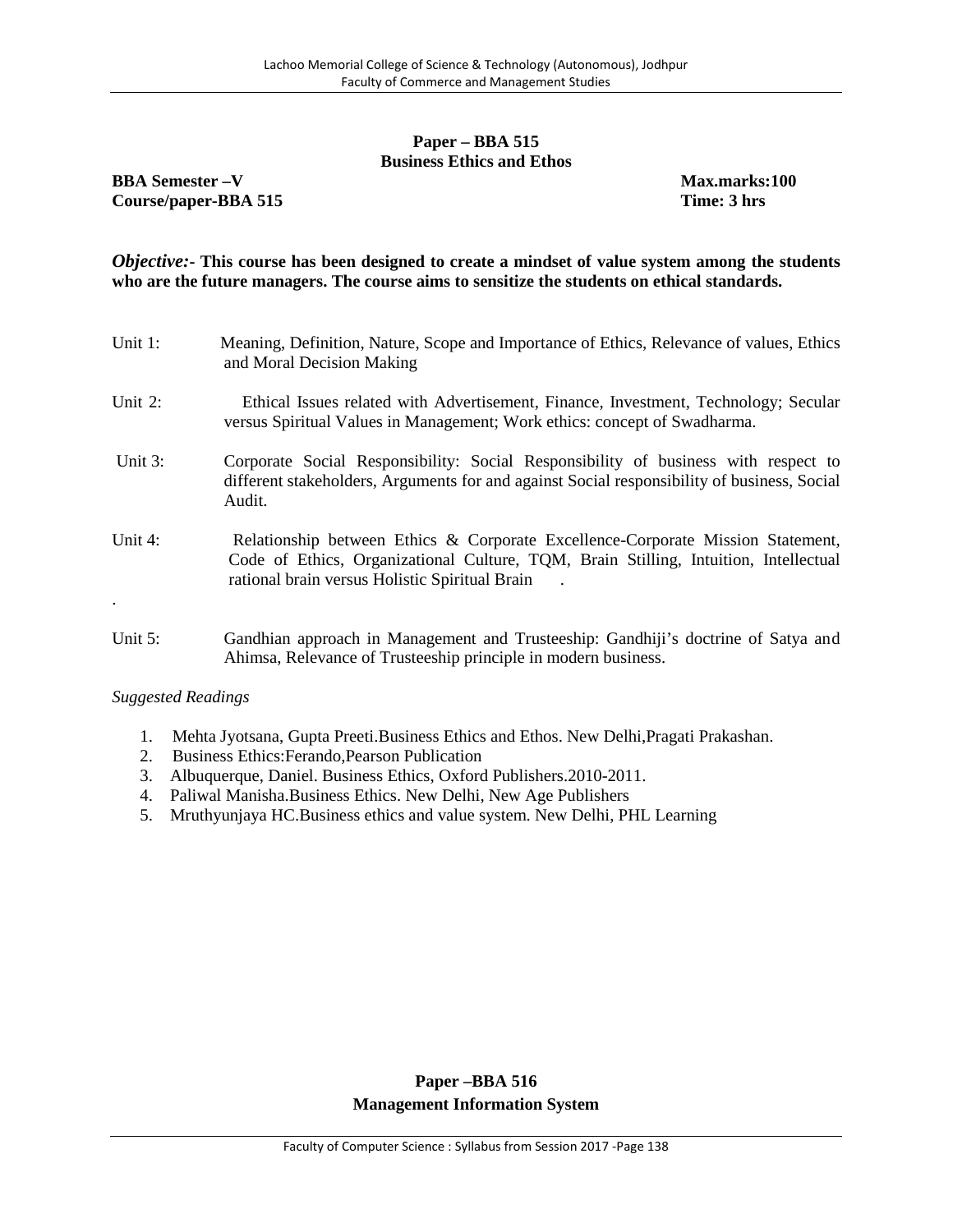**Paper – BBA 515**
**Business Ethics and Ethos**

**BBA Semester –V** **Max.marks:100**
**Course/paper-BBA 515** **Time: 3 hrs**

***Objective:-*** **This course has been designed to create a mindset of value system among the students who are the future managers. The course aims to sensitize the students on ethical standards.**

Unit 1: Meaning, Definition, Nature, Scope and Importance of Ethics, Relevance of values, Ethics and Moral Decision Making

Unit 2: Ethical Issues related with Advertisement, Finance, Investment, Technology; Secular versus Spiritual Values in Management; Work ethics: concept of Swadharma.

Unit 3: Corporate Social Responsibility: Social Responsibility of business with respect to different stakeholders, Arguments for and against Social responsibility of business, Social Audit.

Unit 4: Relationship between Ethics & Corporate Excellence-Corporate Mission Statement, Code of Ethics, Organizational Culture, TQM, Brain Stilling, Intuition, Intellectual rational brain versus Holistic Spiritual Brain .

Unit 5: Gandhian approach in Management and Trusteeship: Gandhiji's doctrine of Satya and Ahimsa, Relevance of Trusteeship principle in modern business.

*Suggested Readings*

1. Mehta Jyotsana, Gupta Preeti.Business Ethics and Ethos. New Delhi,Pragati Prakashan.
2. Business Ethics:Ferando,Pearson Publication
3. Albuquerque, Daniel. Business Ethics, Oxford Publishers.2010-2011.
4. Paliwal Manisha.Business Ethics. New Delhi, New Age Publishers
5. Mruthyunjaya HC.Business ethics and value system. New Delhi, PHL Learning

**Paper –BBA 516**
**Management Information System**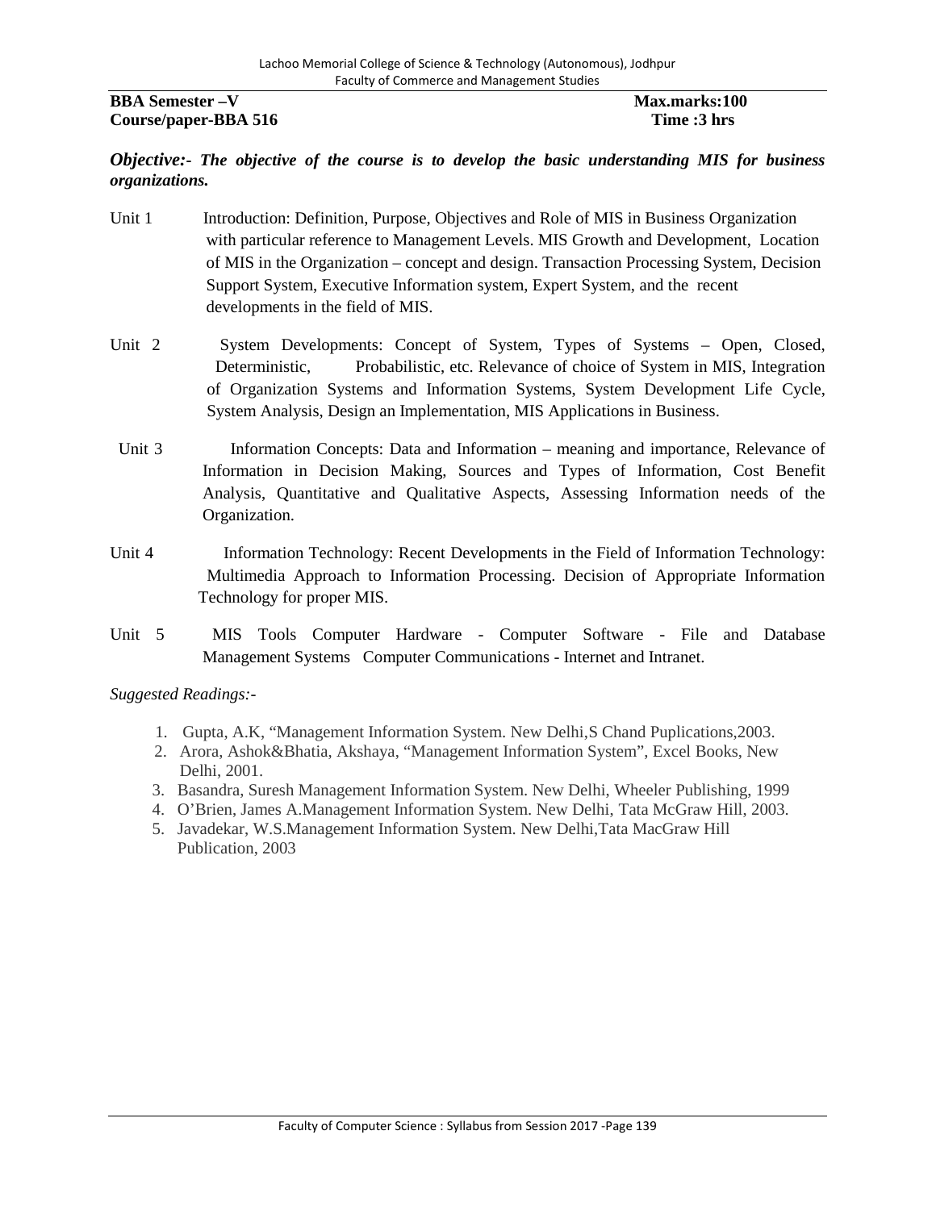**BBA Semester –V** **Max.marks:100**
**Course/paper-BBA 516** **Time :3 hrs**

***Objective:- The objective of the course is to develop the basic understanding MIS for business organizations.***

Unit 1 Introduction: Definition, Purpose, Objectives and Role of MIS in Business Organization with particular reference to Management Levels. MIS Growth and Development, Location of MIS in the Organization – concept and design. Transaction Processing System, Decision Support System, Executive Information system, Expert System, and the recent developments in the field of MIS.

Unit 2 System Developments: Concept of System, Types of Systems – Open, Closed, Deterministic, Probabilistic, etc. Relevance of choice of System in MIS, Integration of Organization Systems and Information Systems, System Development Life Cycle, System Analysis, Design an Implementation, MIS Applications in Business.

Unit 3 Information Concepts: Data and Information – meaning and importance, Relevance of Information in Decision Making, Sources and Types of Information, Cost Benefit Analysis, Quantitative and Qualitative Aspects, Assessing Information needs of the Organization.

Unit 4 Information Technology: Recent Developments in the Field of Information Technology: Multimedia Approach to Information Processing. Decision of Appropriate Information Technology for proper MIS.

Unit 5 MIS Tools Computer Hardware - Computer Software - File and Database Management Systems Computer Communications - Internet and Intranet.

*Suggested Readings:-*

1. Gupta, A.K, "Management Information System. New Delhi,S Chand Puplications,2003.
2. Arora, Ashok&Bhatia, Akshaya, "Management Information System", Excel Books, New Delhi, 2001.
3. Basandra, Suresh Management Information System. New Delhi, Wheeler Publishing, 1999
4. O'Brien, James A.Management Information System. New Delhi, Tata McGraw Hill, 2003.
5. Javadekar, W.S.Management Information System. New Delhi,Tata MacGraw Hill Publication, 2003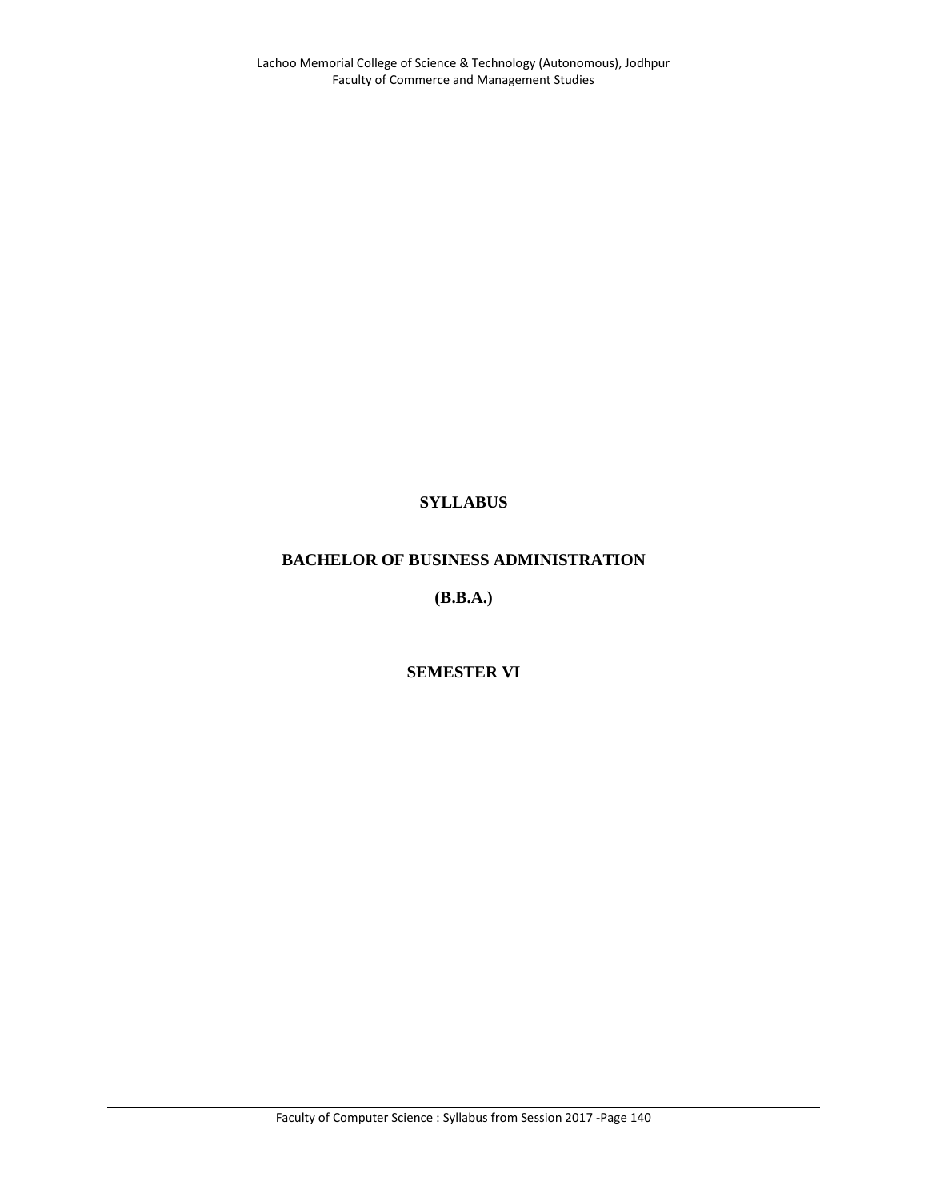# SYLLABUS

# BACHELOR OF BUSINESS ADMINISTRATION

# (B.B.A.)

# SEMESTER VI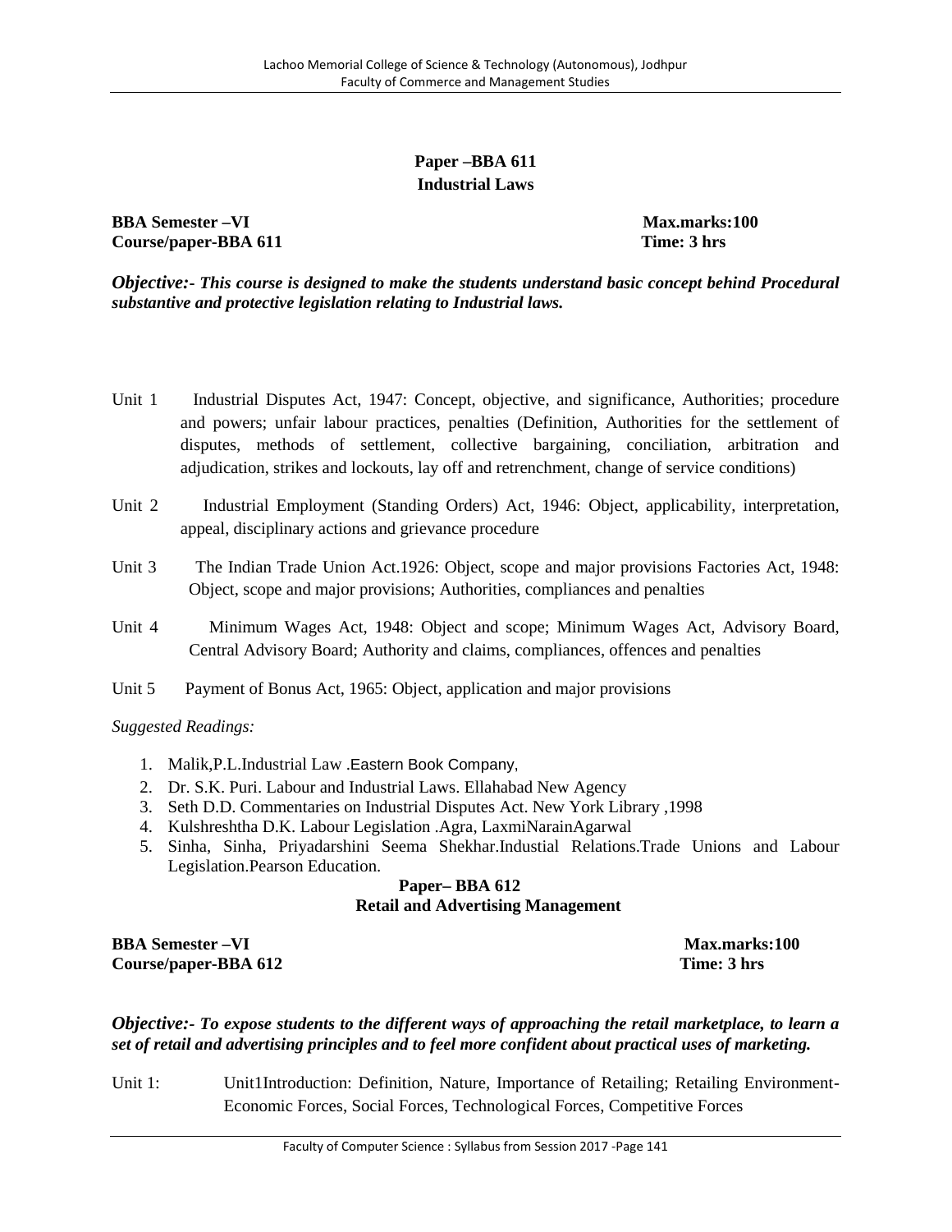## Paper –BBA 611
## Industrial Laws

**BBA Semester –VI** **Max.marks:100**
**Course/paper-BBA 611** **Time: 3 hrs**

***Objective:- This course is designed to make the students understand basic concept behind Procedural substantive and protective legislation relating to Industrial laws.***

Unit 1 Industrial Disputes Act, 1947: Concept, objective, and significance, Authorities; procedure and powers; unfair labour practices, penalties (Definition, Authorities for the settlement of disputes, methods of settlement, collective bargaining, conciliation, arbitration and adjudication, strikes and lockouts, lay off and retrenchment, change of service conditions)

Unit 2 Industrial Employment (Standing Orders) Act, 1946: Object, applicability, interpretation, appeal, disciplinary actions and grievance procedure

Unit 3 The Indian Trade Union Act.1926: Object, scope and major provisions Factories Act, 1948: Object, scope and major provisions; Authorities, compliances and penalties

Unit 4 Minimum Wages Act, 1948: Object and scope; Minimum Wages Act, Advisory Board, Central Advisory Board; Authority and claims, compliances, offences and penalties

Unit 5 Payment of Bonus Act, 1965: Object, application and major provisions

*Suggested Readings:*

1. Malik,P.L.Industrial Law .Eastern Book Company,
2. Dr. S.K. Puri. Labour and Industrial Laws. Ellahabad New Agency
3. Seth D.D. Commentaries on Industrial Disputes Act. New York Library ,1998
4. Kulshreshtha D.K. Labour Legislation .Agra, LaxmiNarainAgarwal
5. Sinha, Sinha, Priyadarshini Seema Shekhar.Industial Relations.Trade Unions and Labour Legislation.Pearson Education.

## Paper– BBA 612
## Retail and Advertising Management

**BBA Semester –VI** **Max.marks:100**
**Course/paper-BBA 612** **Time: 3 hrs**

***Objective:- To expose students to the different ways of approaching the retail marketplace, to learn a set of retail and advertising principles and to feel more confident about practical uses of marketing.***

Unit 1: Unit1Introduction: Definition, Nature, Importance of Retailing; Retailing Environment-Economic Forces, Social Forces, Technological Forces, Competitive Forces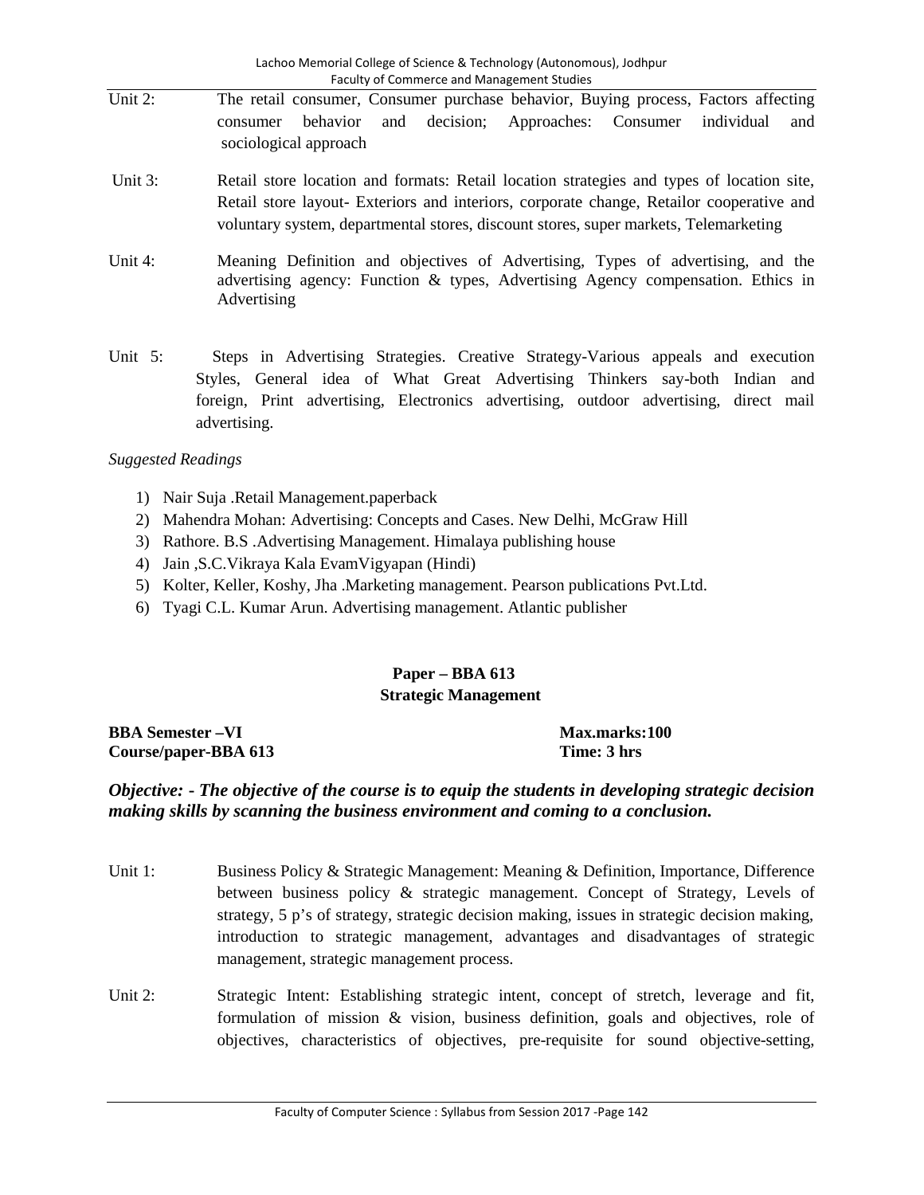Unit 2: The retail consumer, Consumer purchase behavior, Buying process, Factors affecting consumer behavior and decision; Approaches: Consumer individual and sociological approach

Unit 3: Retail store location and formats: Retail location strategies and types of location site, Retail store layout- Exteriors and interiors, corporate change, Retailor cooperative and voluntary system, departmental stores, discount stores, super markets, Telemarketing

Unit 4: Meaning Definition and objectives of Advertising, Types of advertising, and the advertising agency: Function & types, Advertising Agency compensation. Ethics in Advertising

Unit 5: Steps in Advertising Strategies. Creative Strategy-Various appeals and execution Styles, General idea of What Great Advertising Thinkers say-both Indian and foreign, Print advertising, Electronics advertising, outdoor advertising, direct mail advertising.

*Suggested Readings*

1) Nair Suja .Retail Management.paperback
2) Mahendra Mohan: Advertising: Concepts and Cases. New Delhi, McGraw Hill
3) Rathore. B.S .Advertising Management. Himalaya publishing house
4) Jain ,S.C.Vikraya Kala EvamVigyapan (Hindi)
5) Kolter, Keller, Koshy, Jha .Marketing management. Pearson publications Pvt.Ltd.
6) Tyagi C.L. Kumar Arun. Advertising management. Atlantic publisher

## Paper – BBA 613
## Strategic Management

**BBA Semester –VI** **Max.marks:100**
**Course/paper-BBA 613** **Time: 3 hrs**

***Objective: - The objective of the course is to equip the students in developing strategic decision making skills by scanning the business environment and coming to a conclusion.***

Unit 1: Business Policy & Strategic Management: Meaning & Definition, Importance, Difference between business policy & strategic management. Concept of Strategy, Levels of strategy, 5 p's of strategy, strategic decision making, issues in strategic decision making, introduction to strategic management, advantages and disadvantages of strategic management, strategic management process.

Unit 2: Strategic Intent: Establishing strategic intent, concept of stretch, leverage and fit, formulation of mission & vision, business definition, goals and objectives, role of objectives, characteristics of objectives, pre-requisite for sound objective-setting,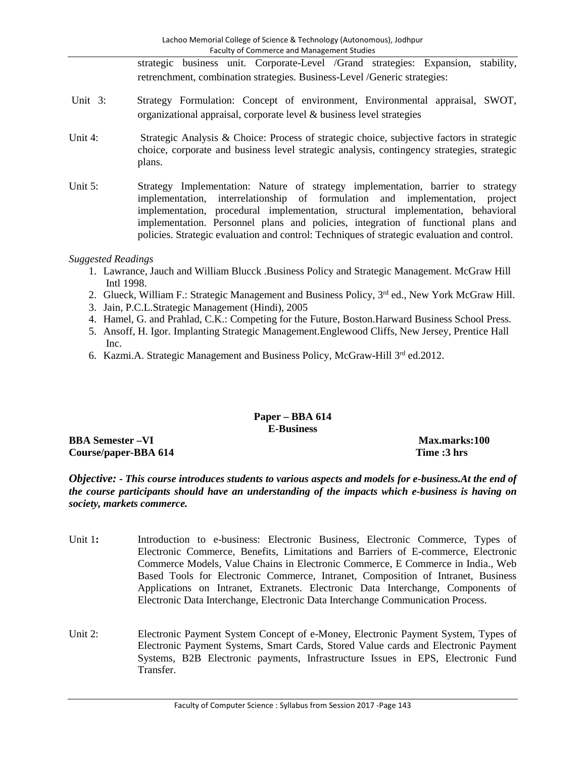strategic business unit. Corporate-Level /Grand strategies: Expansion, stability, retrenchment, combination strategies. Business-Level /Generic strategies:

Unit 3: Strategy Formulation: Concept of environment, Environmental appraisal, SWOT, organizational appraisal, corporate level & business level strategies

Unit 4: Strategic Analysis & Choice: Process of strategic choice, subjective factors in strategic choice, corporate and business level strategic analysis, contingency strategies, strategic plans.

Unit 5: Strategy Implementation: Nature of strategy implementation, barrier to strategy implementation, interrelationship of formulation and implementation, project implementation, procedural implementation, structural implementation, behavioral implementation. Personnel plans and policies, integration of functional plans and policies. Strategic evaluation and control: Techniques of strategic evaluation and control.

*Suggested Readings*

1. Lawrance, Jauch and William Blucck .Business Policy and Strategic Management. McGraw Hill Intl 1998.
2. Glueck, William F.: Strategic Management and Business Policy, 3rd ed., New York McGraw Hill.
3. Jain, P.C.L.Strategic Management (Hindi), 2005
4. Hamel, G. and Prahlad, C.K.: Competing for the Future, Boston.Harward Business School Press.
5. Ansoff, H. Igor. Implanting Strategic Management.Englewood Cliffs, New Jersey, Prentice Hall Inc.
6. Kazmi.A. Strategic Management and Business Policy, McGraw-Hill 3rd ed.2012.

## Paper – BBA 614
## E-Business

**BBA Semester –VI** **Max.marks:100**
**Course/paper-BBA 614** **Time :3 hrs**

***Objective: - This course introduces students to various aspects and models for e-business.At the end of the course participants should have an understanding of the impacts which e-business is having on society, markets commerce.***

Unit 1**:** Introduction to e-business: Electronic Business, Electronic Commerce, Types of Electronic Commerce, Benefits, Limitations and Barriers of E-commerce, Electronic Commerce Models, Value Chains in Electronic Commerce, E Commerce in India., Web Based Tools for Electronic Commerce, Intranet, Composition of Intranet, Business Applications on Intranet, Extranets. Electronic Data Interchange, Components of Electronic Data Interchange, Electronic Data Interchange Communication Process.

Unit 2: Electronic Payment System Concept of e-Money, Electronic Payment System, Types of Electronic Payment Systems, Smart Cards, Stored Value cards and Electronic Payment Systems, B2B Electronic payments, Infrastructure Issues in EPS, Electronic Fund Transfer.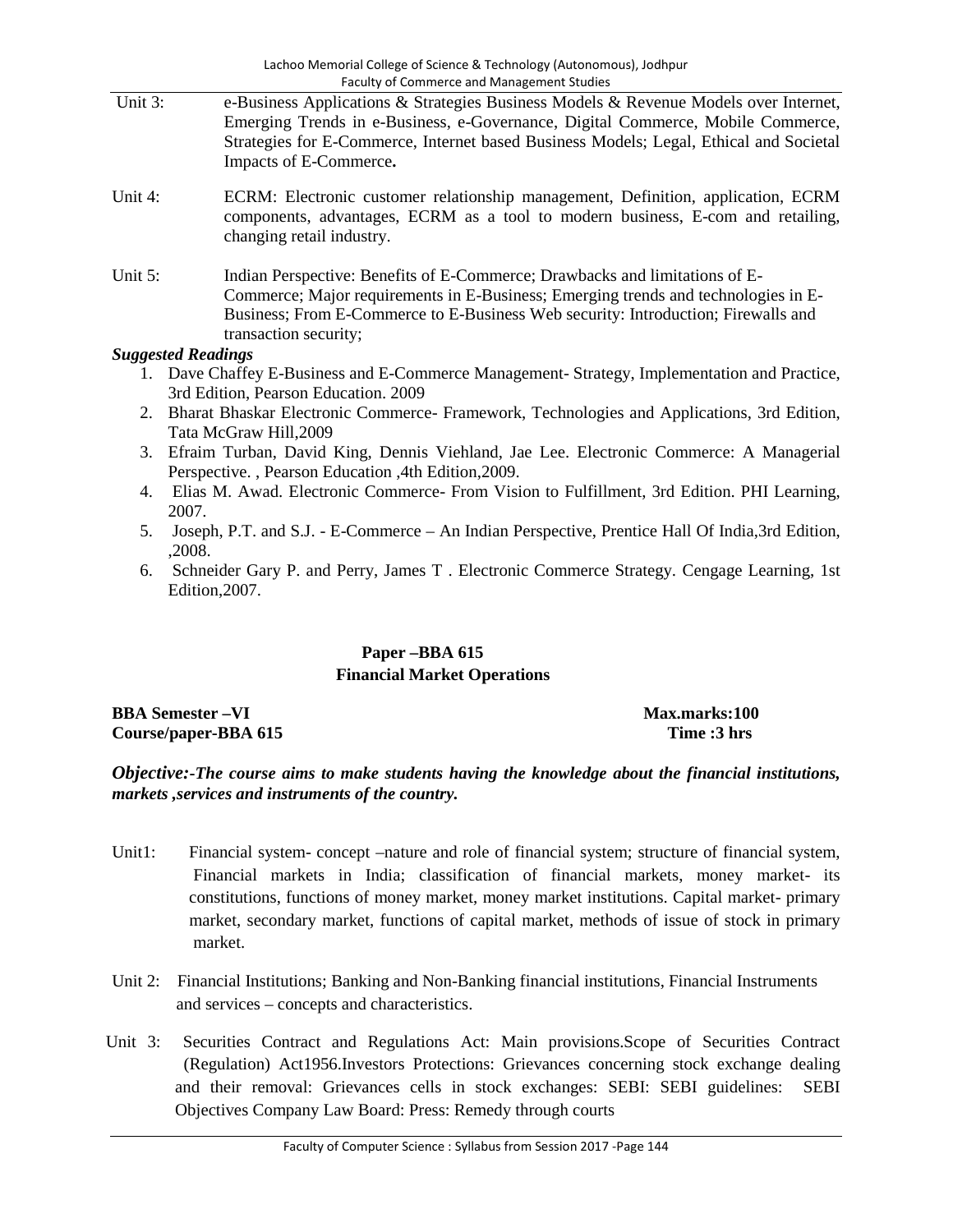| | |
|---|---|
| Unit 3: | e-Business Applications & Strategies Business Models & Revenue Models over Internet, Emerging Trends in e-Business, e-Governance, Digital Commerce, Mobile Commerce, Strategies for E-Commerce, Internet based Business Models; Legal, Ethical and Societal Impacts of E-Commerce**.** |
| Unit 4: | ECRM: Electronic customer relationship management, Definition, application, ECRM components, advantages, ECRM as a tool to modern business, E-com and retailing, changing retail industry. |
| Unit 5: | Indian Perspective: Benefits of E-Commerce; Drawbacks and limitations of E-Commerce; Major requirements in E-Business; Emerging trends and technologies in E-Business; From E-Commerce to E-Business Web security: Introduction; Firewalls and transaction security; |

***Suggested Readings***

1. Dave Chaffey E-Business and E-Commerce Management- Strategy, Implementation and Practice, 3rd Edition, Pearson Education. 2009
2. Bharat Bhaskar Electronic Commerce- Framework, Technologies and Applications, 3rd Edition, Tata McGraw Hill,2009
3. Efraim Turban, David King, Dennis Viehland, Jae Lee. Electronic Commerce: A Managerial Perspective. , Pearson Education ,4th Edition,2009.
4. Elias M. Awad. Electronic Commerce- From Vision to Fulfillment, 3rd Edition. PHI Learning, 2007.
5. Joseph, P.T. and S.J. - E-Commerce – An Indian Perspective, Prentice Hall Of India,3rd Edition, ,2008.
6. Schneider Gary P. and Perry, James T . Electronic Commerce Strategy. Cengage Learning, 1st Edition,2007.

## Paper –BBA 615
## Financial Market Operations

**BBA Semester –VI** **Max.marks:100**
**Course/paper-BBA 615** **Time :3 hrs**

***Objective:-The course aims to make students having the knowledge about the financial institutions, markets ,services and instruments of the country.***

| | |
|---|---|
| Unit1: | Financial system- concept –nature and role of financial system; structure of financial system, Financial markets in India; classification of financial markets, money market- its constitutions, functions of money market, money market institutions. Capital market- primary market, secondary market, functions of capital market, methods of issue of stock in primary market. |
| Unit 2: | Financial Institutions; Banking and Non-Banking financial institutions, Financial Instruments and services – concepts and characteristics. |
| Unit 3: | Securities Contract and Regulations Act: Main provisions.Scope of Securities Contract (Regulation) Act1956.Investors Protections: Grievances concerning stock exchange dealing and their removal: Grievances cells in stock exchanges: SEBI: SEBI guidelines: SEBI Objectives Company Law Board: Press: Remedy through courts |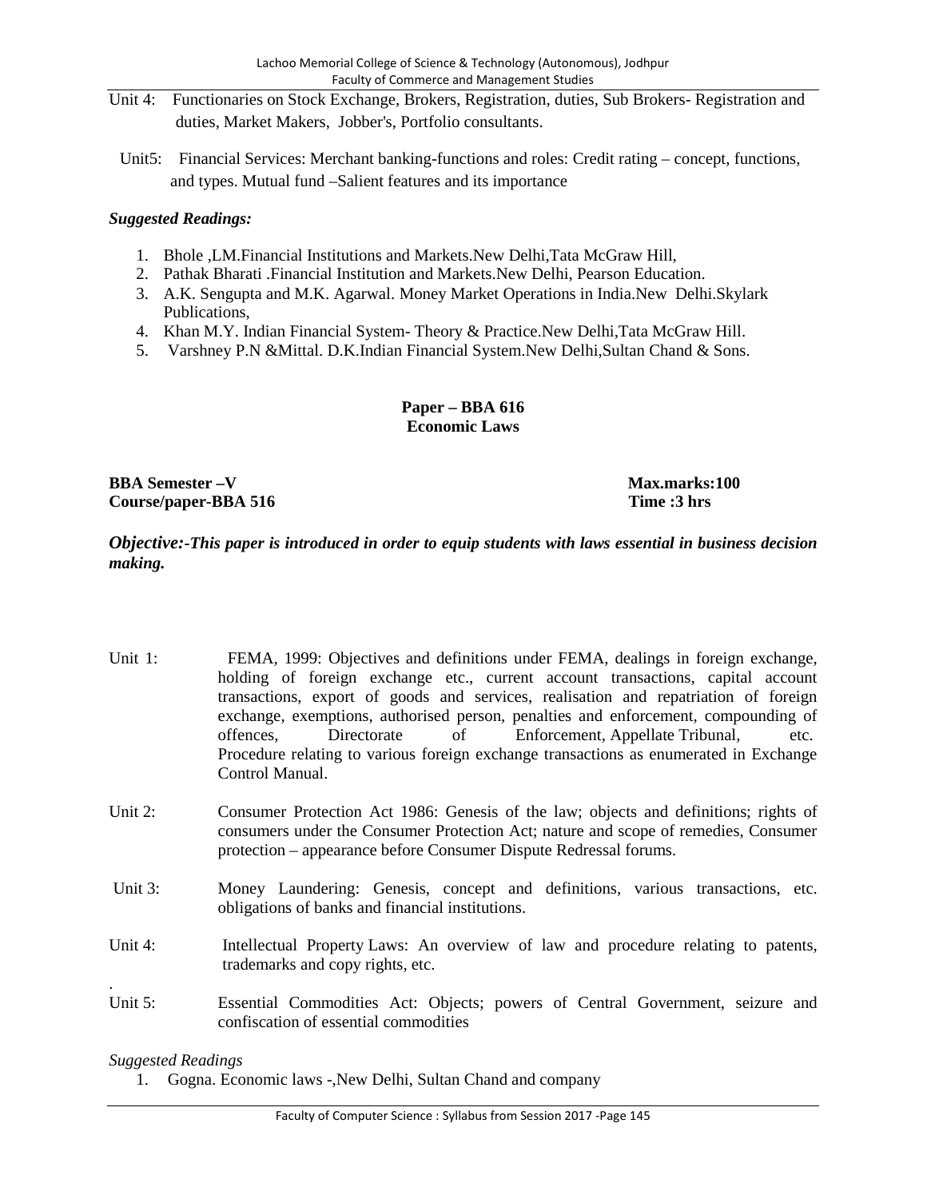Unit 4: Functionaries on Stock Exchange, Brokers, Registration, duties, Sub Brokers- Registration and duties, Market Makers, Jobber's, Portfolio consultants.

Unit5: Financial Services: Merchant banking-functions and roles: Credit rating – concept, functions, and types. Mutual fund –Salient features and its importance

*Suggested Readings:*

1. Bhole ,LM.Financial Institutions and Markets.New Delhi,Tata McGraw Hill,
2. Pathak Bharati .Financial Institution and Markets.New Delhi, Pearson Education.
3. A.K. Sengupta and M.K. Agarwal. Money Market Operations in India.New Delhi.Skylark Publications,
4. Khan M.Y. Indian Financial System- Theory & Practice.New Delhi,Tata McGraw Hill.
5. Varshney P.N &Mittal. D.K.Indian Financial System.New Delhi,Sultan Chand & Sons.

**Paper – BBA 616**
**Economic Laws**

**BBA Semester –V** **Max.marks:100**
**Course/paper-BBA 516** **Time :3 hrs**

***Objective:-This paper is introduced in order to equip students with laws essential in business decision making.***

Unit 1: FEMA, 1999: Objectives and definitions under FEMA, dealings in foreign exchange, holding of foreign exchange etc., current account transactions, capital account transactions, export of goods and services, realisation and repatriation of foreign exchange, exemptions, authorised person, penalties and enforcement, compounding of offences, Directorate of Enforcement, Appellate Tribunal, etc. Procedure relating to various foreign exchange transactions as enumerated in Exchange Control Manual.

Unit 2: Consumer Protection Act 1986: Genesis of the law; objects and definitions; rights of consumers under the Consumer Protection Act; nature and scope of remedies, Consumer protection – appearance before Consumer Dispute Redressal forums.

Unit 3: Money Laundering: Genesis, concept and definitions, various transactions, etc. obligations of banks and financial institutions.

Unit 4: Intellectual Property Laws: An overview of law and procedure relating to patents, trademarks and copy rights, etc.

.

Unit 5: Essential Commodities Act: Objects; powers of Central Government, seizure and confiscation of essential commodities

*Suggested Readings*

1. Gogna. Economic laws -,New Delhi, Sultan Chand and company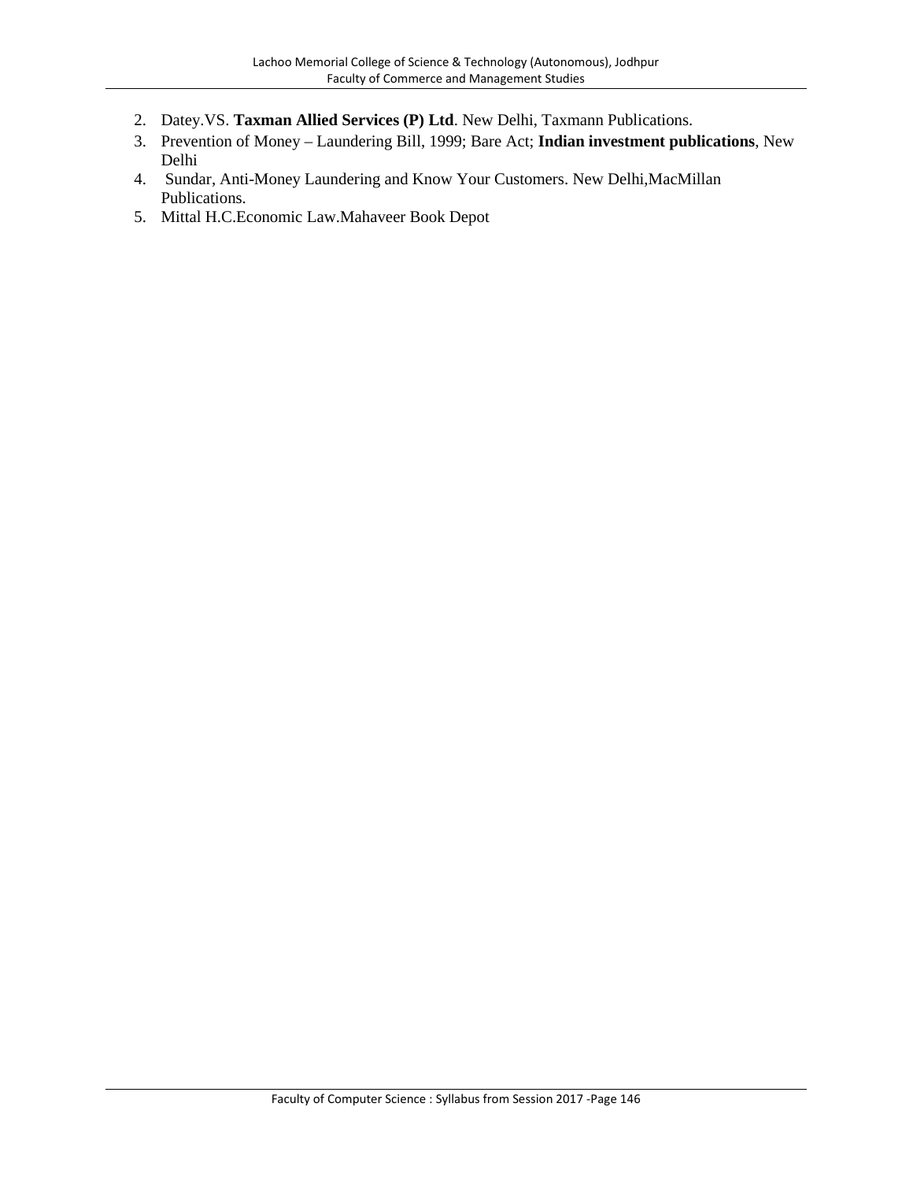2. Datey.VS. **Taxman Allied Services (P) Ltd**. New Delhi, Taxmann Publications.
3. Prevention of Money – Laundering Bill, 1999; Bare Act; **Indian investment publications**, New Delhi
4. Sundar, Anti-Money Laundering and Know Your Customers. New Delhi,MacMillan Publications.
5. Mittal H.C.Economic Law.Mahaveer Book Depot